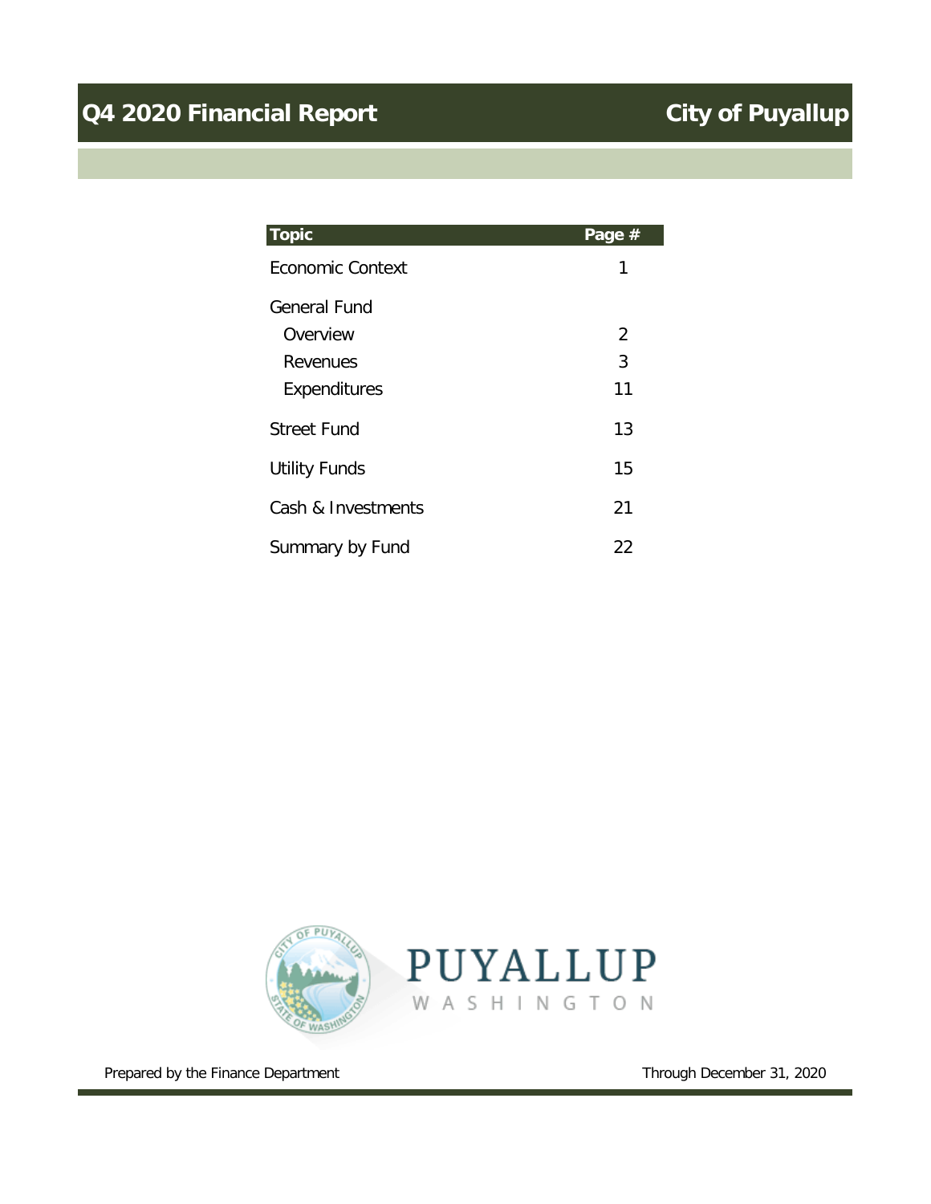# Q4 2020 Financial Report

## City of Puyallup

| Topic | Page # |
|---|---|
| Economic Context | 1 |
| General Fund | |
| Overview | 2 |
| Revenues | 3 |
| Expenditures | 11 |
| Street Fund | 13 |
| Utility Funds | 15 |
| Cash & Investments | 21 |
| Summary by Fund | 22 |

PUYALLUP
WASHINGTON

Prepared by the Finance Department

Through December 31, 2020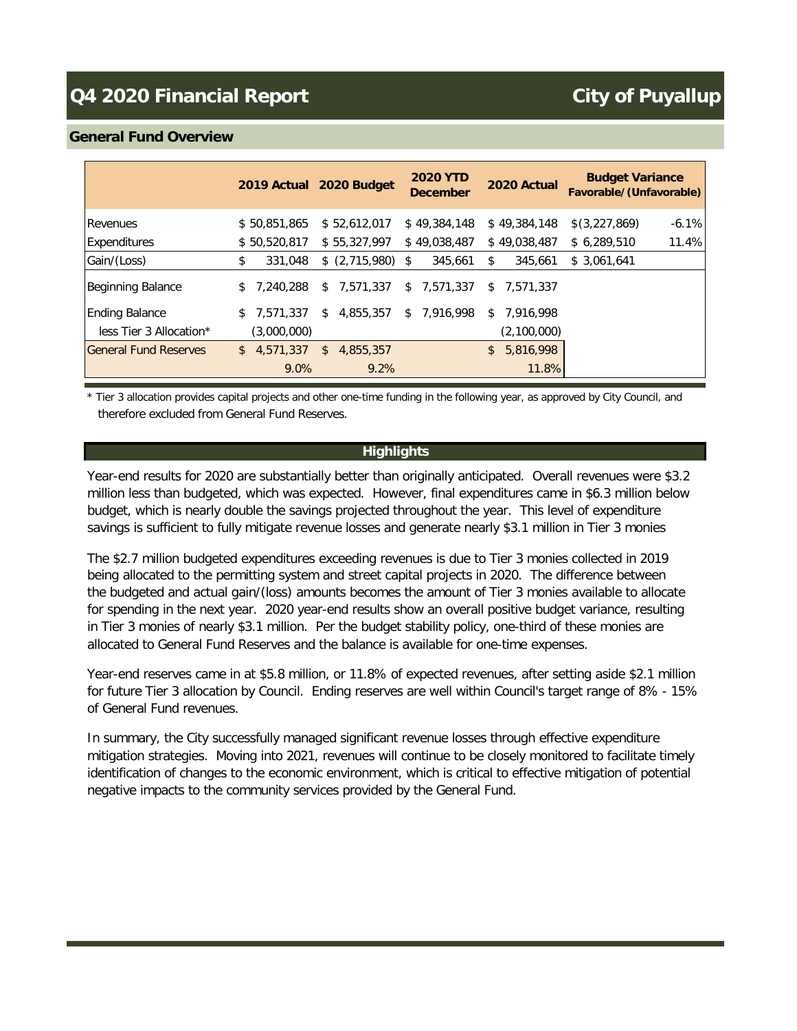# Q4 2020 Financial Report

# City of Puyallup

## General Fund Overview

| | 2019 Actual | 2020 Budget | 2020 YTD December | 2020 Actual | Budget Variance Favorable/(Unfavorable) | |
|---|---|---|---|---|---|---|
| Revenues | $ 50,851,865 | $ 52,612,017 | $ 49,384,148 | $ 49,384,148 | $ (3,227,869) | -6.1% |
| Expenditures | $ 50,520,817 | $ 55,327,997 | $ 49,038,487 | $ 49,038,487 | $ 6,289,510 | 11.4% |
| Gain/(Loss) | $ 331,048 | $ (2,715,980) | $ 345,661 | $ 345,661 | $ 3,061,641 | |
| Beginning Balance | $ 7,240,288 | $ 7,571,337 | $ 7,571,337 | $ 7,571,337 | | |
| Ending Balance | $ 7,571,337 | $ 4,855,357 | $ 7,916,998 | $ 7,916,998 | | |
| less Tier 3 Allocation* | (3,000,000) | | | (2,100,000) | | |
| General Fund Reserves | $ 4,571,337 | $ 4,855,357 | | $ 5,816,998 | | |
| | 9.0% | 9.2% | | 11.8% | | |

\* Tier 3 allocation provides capital projects and other one-time funding in the following year, as approved by City Council, and therefore excluded from General Fund Reserves.

## Highlights

Year-end results for 2020 are substantially better than originally anticipated. Overall revenues were $3.2 million less than budgeted, which was expected. However, final expenditures came in $6.3 million below budget, which is nearly double the savings projected throughout the year. This level of expenditure savings is sufficient to fully mitigate revenue losses and generate nearly $3.1 million in Tier 3 monies

The $2.7 million budgeted expenditures exceeding revenues is due to Tier 3 monies collected in 2019 being allocated to the permitting system and street capital projects in 2020. The difference between the budgeted and actual gain/(loss) amounts becomes the amount of Tier 3 monies available to allocate for spending in the next year. 2020 year-end results show an overall positive budget variance, resulting in Tier 3 monies of nearly $3.1 million. Per the budget stability policy, one-third of these monies are allocated to General Fund Reserves and the balance is available for one-time expenses.

Year-end reserves came in at $5.8 million, or 11.8% of expected revenues, after setting aside $2.1 million for future Tier 3 allocation by Council. Ending reserves are well within Council's target range of 8% - 15% of General Fund revenues.

In summary, the City successfully managed significant revenue losses through effective expenditure mitigation strategies. Moving into 2021, revenues will continue to be closely monitored to facilitate timely identification of changes to the economic environment, which is critical to effective mitigation of potential negative impacts to the community services provided by the General Fund.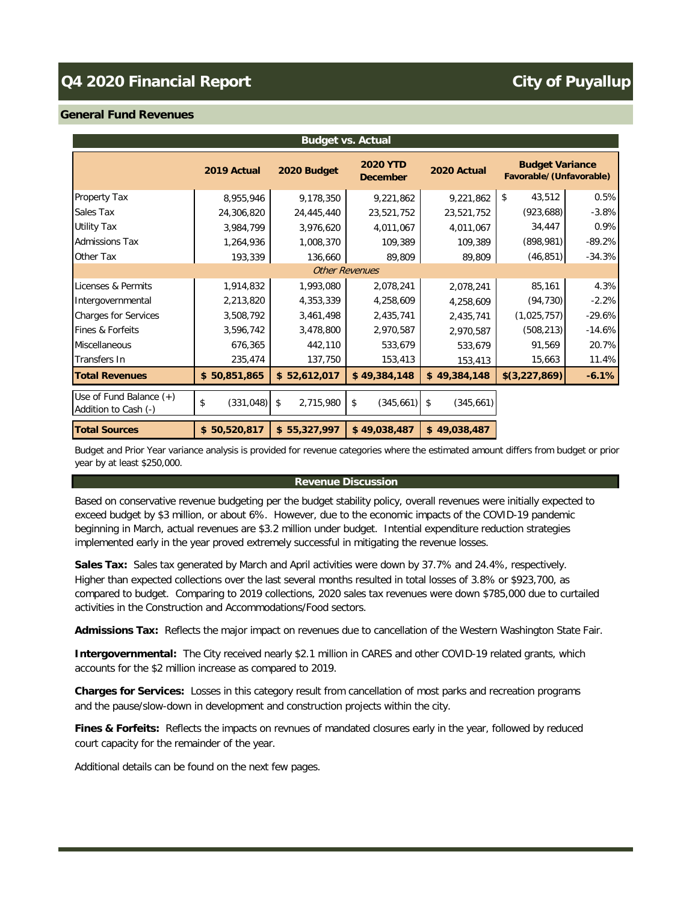# Q4 2020 Financial Report — City of Puyallup

## General Fund Revenues

**Budget vs. Actual**

| | 2019 Actual | 2020 Budget | 2020 YTD December | 2020 Actual | Budget Variance Favorable/(Unfavorable) | |
|---|---|---|---|---|---|---|
| Property Tax | 8,955,946 | 9,178,350 | 9,221,862 | 9,221,862 | $ 43,512 | 0.5% |
| Sales Tax | 24,306,820 | 24,445,440 | 23,521,752 | 23,521,752 | (923,688) | -3.8% |
| Utility Tax | 3,984,799 | 3,976,620 | 4,011,067 | 4,011,067 | 34,447 | 0.9% |
| Admissions Tax | 1,264,936 | 1,008,370 | 109,389 | 109,389 | (898,981) | -89.2% |
| Other Tax | 193,339 | 136,660 | 89,809 | 89,809 | (46,851) | -34.3% |
| *Other Revenues* | | | | | | |
| Licenses & Permits | 1,914,832 | 1,993,080 | 2,078,241 | 2,078,241 | 85,161 | 4.3% |
| Intergovernmental | 2,213,820 | 4,353,339 | 4,258,609 | 4,258,609 | (94,730) | -2.2% |
| Charges for Services | 3,508,792 | 3,461,498 | 2,435,741 | 2,435,741 | (1,025,757) | -29.6% |
| Fines & Forfeits | 3,596,742 | 3,478,800 | 2,970,587 | 2,970,587 | (508,213) | -14.6% |
| Miscellaneous | 676,365 | 442,110 | 533,679 | 533,679 | 91,569 | 20.7% |
| Transfers In | 235,474 | 137,750 | 153,413 | 153,413 | 15,663 | 11.4% |
| **Total Revenues** | **$ 50,851,865** | **$ 52,612,017** | **$ 49,384,148** | **$ 49,384,148** | **$(3,227,869)** | **-6.1%** |
| Use of Fund Balance (+) Addition to Cash (-) | $ (331,048) | $ 2,715,980 | $ (345,661) | $ (345,661) | | |
| **Total Sources** | **$ 50,520,817** | **$ 55,327,997** | **$ 49,038,487** | **$ 49,038,487** | | |

Budget and Prior Year variance analysis is provided for revenue categories where the estimated amount differs from budget or prior year by at least $250,000.

**Revenue Discussion**

Based on conservative revenue budgeting per the budget stability policy, overall revenues were initially expected to exceed budget by $3 million, or about 6%. However, due to the economic impacts of the COVID-19 pandemic beginning in March, actual revenues are $3.2 million under budget. Intential expenditure reduction strategies implemented early in the year proved extremely successful in mitigating the revenue losses.

**Sales Tax:** Sales tax generated by March and April activities were down by 37.7% and 24.4%, respectively. Higher than expected collections over the last several months resulted in total losses of 3.8% or $923,700, as compared to budget. Comparing to 2019 collections, 2020 sales tax revenues were down $785,000 due to curtailed activities in the Construction and Accommodations/Food sectors.

**Admissions Tax:** Reflects the major impact on revenues due to cancellation of the Western Washington State Fair.

**Intergovernmental:** The City received nearly $2.1 million in CARES and other COVID-19 related grants, which accounts for the $2 million increase as compared to 2019.

**Charges for Services:** Losses in this category result from cancellation of most parks and recreation programs and the pause/slow-down in development and construction projects within the city.

**Fines & Forfeits:** Reflects the impacts on revnues of mandated closures early in the year, followed by reduced court capacity for the remainder of the year.

Additional details can be found on the next few pages.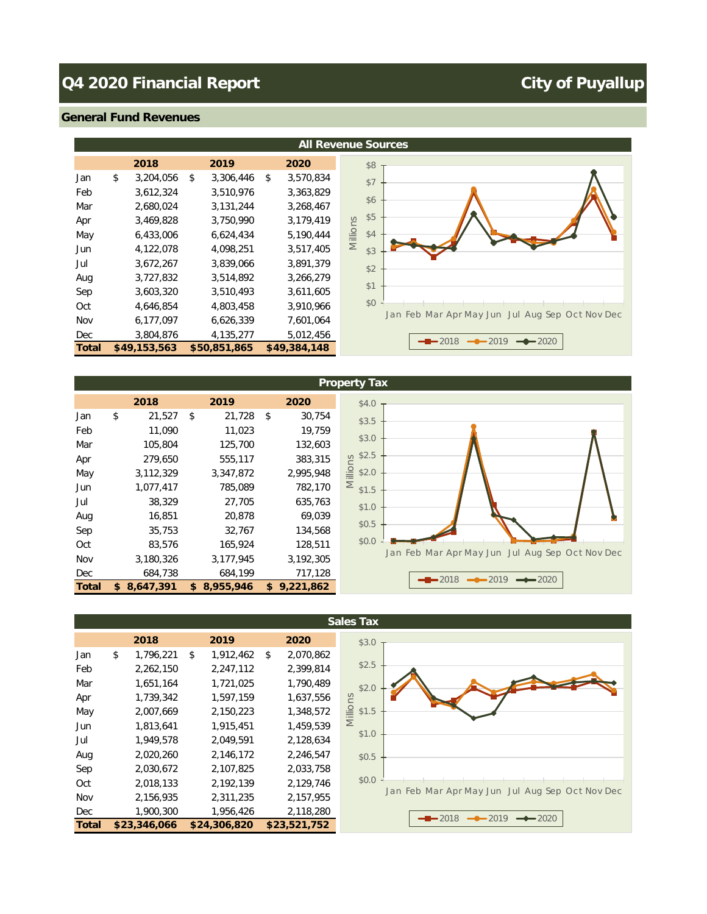# Q4 2020 Financial Report

City of Puyallup

## General Fund Revenues

### All Revenue Sources

| | 2018 | 2019 | 2020 |
|---|---|---|---|
| Jan | $ 3,204,056 | $ 3,306,446 | $ 3,570,834 |
| Feb | 3,612,324 | 3,510,976 | 3,363,829 |
| Mar | 2,680,024 | 3,131,244 | 3,268,467 |
| Apr | 3,469,828 | 3,750,990 | 3,179,419 |
| May | 6,433,006 | 6,624,434 | 5,190,444 |
| Jun | 4,122,078 | 4,098,251 | 3,517,405 |
| Jul | 3,672,267 | 3,839,066 | 3,891,379 |
| Aug | 3,727,832 | 3,514,892 | 3,266,279 |
| Sep | 3,603,320 | 3,510,493 | 3,611,605 |
| Oct | 4,646,854 | 4,803,458 | 3,910,966 |
| Nov | 6,177,097 | 6,626,339 | 7,601,064 |
| Dec | 3,804,876 | 4,135,277 | 5,012,456 |
| **Total** | **$49,153,563** | **$50,851,865** | **$49,384,148** |

$8
$7
$6
$5
$4
$3
$2
$1
$0
Millions
Jan Feb Mar Apr May Jun Jul Aug Sep Oct Nov Dec
2018 2019 2020

### Property Tax

| | 2018 | 2019 | 2020 |
|---|---|---|---|
| Jan | $ 21,527 | $ 21,728 | $ 30,754 |
| Feb | 11,090 | 11,023 | 19,759 |
| Mar | 105,804 | 125,700 | 132,603 |
| Apr | 279,650 | 555,117 | 383,315 |
| May | 3,112,329 | 3,347,872 | 2,995,948 |
| Jun | 1,077,417 | 785,089 | 782,170 |
| Jul | 38,329 | 27,705 | 635,763 |
| Aug | 16,851 | 20,878 | 69,039 |
| Sep | 35,753 | 32,767 | 134,568 |
| Oct | 83,576 | 165,924 | 128,511 |
| Nov | 3,180,326 | 3,177,945 | 3,192,305 |
| Dec | 684,738 | 684,199 | 717,128 |
| **Total** | **$ 8,647,391** | **$ 8,955,946** | **$ 9,221,862** |

$4.0
$3.5
$3.0
$2.5
$2.0
$1.5
$1.0
$0.5
$0.0
Millions
Jan Feb Mar Apr May Jun Jul Aug Sep Oct Nov Dec
2018 2019 2020

### Sales Tax

| | 2018 | 2019 | 2020 |
|---|---|---|---|
| Jan | $ 1,796,221 | $ 1,912,462 | $ 2,070,862 |
| Feb | 2,262,150 | 2,247,112 | 2,399,814 |
| Mar | 1,651,164 | 1,721,025 | 1,790,489 |
| Apr | 1,739,342 | 1,597,159 | 1,637,556 |
| May | 2,007,669 | 2,150,223 | 1,348,572 |
| Jun | 1,813,641 | 1,915,451 | 1,459,539 |
| Jul | 1,949,578 | 2,049,591 | 2,128,634 |
| Aug | 2,020,260 | 2,146,172 | 2,246,547 |
| Sep | 2,030,672 | 2,107,825 | 2,033,758 |
| Oct | 2,018,133 | 2,192,139 | 2,129,746 |
| Nov | 2,156,935 | 2,311,235 | 2,157,955 |
| Dec | 1,900,300 | 1,956,426 | 2,118,280 |
| **Total** | **$23,346,066** | **$24,306,820** | **$23,521,752** |

$3.0
$2.5
$2.0
$1.5
$1.0
$0.5
$0.0
Millions
Jan Feb Mar Apr May Jun Jul Aug Sep Oct Nov Dec
2018 2019 2020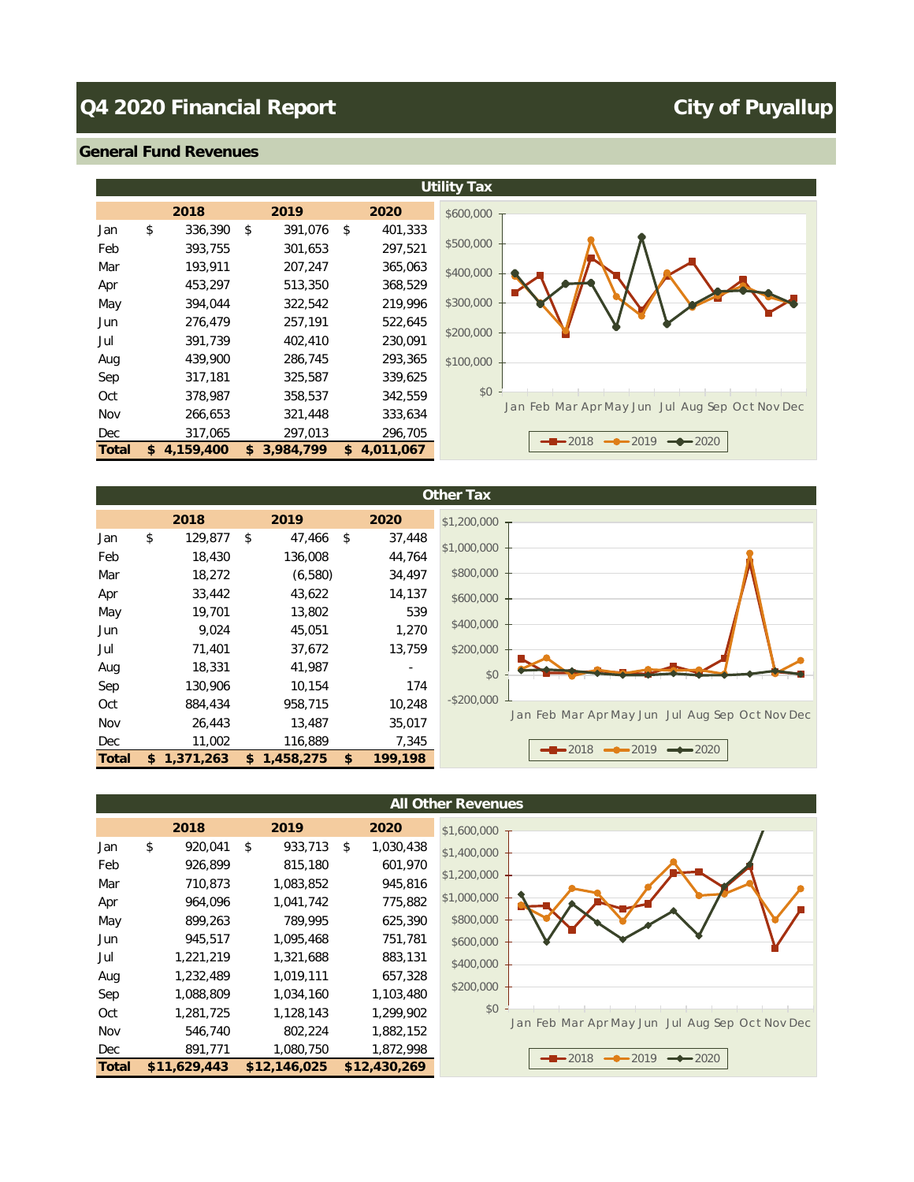# Q4 2020 Financial Report — City of Puyallup

## General Fund Revenues

### Utility Tax

| | 2018 | 2019 | 2020 |
|---|---|---|---|
| Jan | $ 336,390 | $ 391,076 | $ 401,333 |
| Feb | 393,755 | 301,653 | 297,521 |
| Mar | 193,911 | 207,247 | 365,063 |
| Apr | 453,297 | 513,350 | 368,529 |
| May | 394,044 | 322,542 | 219,996 |
| Jun | 276,479 | 257,191 | 522,645 |
| Jul | 391,739 | 402,410 | 230,091 |
| Aug | 439,900 | 286,745 | 293,365 |
| Sep | 317,181 | 325,587 | 339,625 |
| Oct | 378,987 | 358,537 | 342,559 |
| Nov | 266,653 | 321,448 | 333,634 |
| Dec | 317,065 | 297,013 | 296,705 |
| **Total** | **$ 4,159,400** | **$ 3,984,799** | **$ 4,011,067** |

$600,000
$500,000
$400,000
$300,000
$200,000
$100,000
$0
Jan Feb Mar Apr May Jun Jul Aug Sep Oct Nov Dec
2018 2019 2020

### Other Tax

| | 2018 | 2019 | 2020 |
|---|---|---|---|
| Jan | $ 129,877 | $ 47,466 | $ 37,448 |
| Feb | 18,430 | 136,008 | 44,764 |
| Mar | 18,272 | (6,580) | 34,497 |
| Apr | 33,442 | 43,622 | 14,137 |
| May | 19,701 | 13,802 | 539 |
| Jun | 9,024 | 45,051 | 1,270 |
| Jul | 71,401 | 37,672 | 13,759 |
| Aug | 18,331 | 41,987 | - |
| Sep | 130,906 | 10,154 | 174 |
| Oct | 884,434 | 958,715 | 10,248 |
| Nov | 26,443 | 13,487 | 35,017 |
| Dec | 11,002 | 116,889 | 7,345 |
| **Total** | **$ 1,371,263** | **$ 1,458,275** | **$ 199,198** |

$1,200,000
$1,000,000
$800,000
$600,000
$400,000
$200,000
$0
-$200,000
Jan Feb Mar Apr May Jun Jul Aug Sep Oct Nov Dec
2018 2019 2020

### All Other Revenues

| | 2018 | 2019 | 2020 |
|---|---|---|---|
| Jan | $ 920,041 | $ 933,713 | $ 1,030,438 |
| Feb | 926,899 | 815,180 | 601,970 |
| Mar | 710,873 | 1,083,852 | 945,816 |
| Apr | 964,096 | 1,041,742 | 775,882 |
| May | 899,263 | 789,995 | 625,390 |
| Jun | 945,517 | 1,095,468 | 751,781 |
| Jul | 1,221,219 | 1,321,688 | 883,131 |
| Aug | 1,232,489 | 1,019,111 | 657,328 |
| Sep | 1,088,809 | 1,034,160 | 1,103,480 |
| Oct | 1,281,725 | 1,128,143 | 1,299,902 |
| Nov | 546,740 | 802,224 | 1,882,152 |
| Dec | 891,771 | 1,080,750 | 1,872,998 |
| **Total** | **$11,629,443** | **$12,146,025** | **$12,430,269** |

$1,600,000
$1,400,000
$1,200,000
$1,000,000
$800,000
$600,000
$400,000
$200,000
$0
Jan Feb Mar Apr May Jun Jul Aug Sep Oct Nov Dec
2018 2019 2020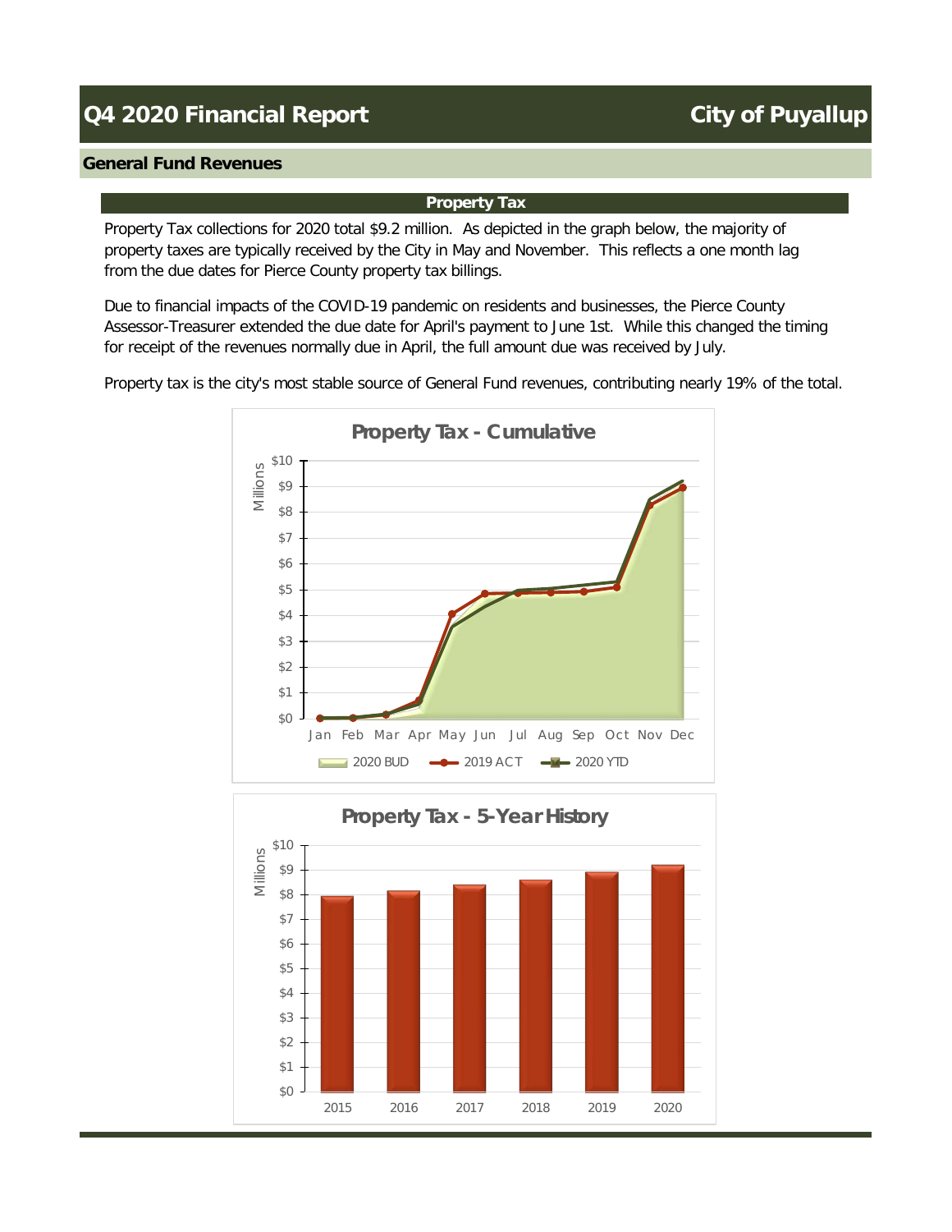# Q4 2020 Financial Report

# City of Puyallup

## General Fund Revenues

### Property Tax

Property Tax collections for 2020 total $9.2 million. As depicted in the graph below, the majority of property taxes are typically received by the City in May and November. This reflects a one month lag from the due dates for Pierce County property tax billings.

Due to financial impacts of the COVID-19 pandemic on residents and businesses, the Pierce County Assessor-Treasurer extended the due date for April's payment to June 1st. While this changed the timing for receipt of the revenues normally due in April, the full amount due was received by July.

Property tax is the city's most stable source of General Fund revenues, contributing nearly 19% of the total.

Property Tax - Cumulative

Millions

$10
$9
$8
$7
$6
$5
$4
$3
$2
$1
$0

Jan Feb Mar Apr May Jun Jul Aug Sep Oct Nov Dec

2020 BUD
2019 ACT
2020 YTD

Property Tax - 5-Year History

Millions

$10
$9
$8
$7
$6
$5
$4
$3
$2
$1
$0

2015 2016 2017 2018 2019 2020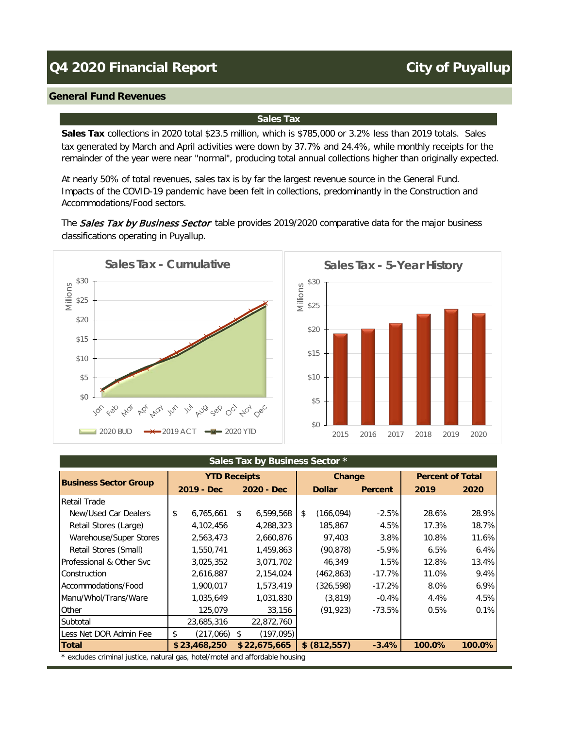# Q4 2020 Financial Report

# City of Puyallup

## General Fund Revenues

### Sales Tax

**Sales Tax** collections in 2020 total $23.5 million, which is $785,000 or 3.2% less than 2019 totals. Sales tax generated by March and April activities were down by 37.7% and 24.4%, while monthly receipts for the remainder of the year were near "normal", producing total annual collections higher than originally expected.

At nearly 50% of total revenues, sales tax is by far the largest revenue source in the General Fund. Impacts of the COVID-19 pandemic have been felt in collections, predominantly in the Construction and Accommodations/Food sectors.

The *Sales Tax by Business Sector* table provides 2019/2020 comparative data for the major business classifications operating in Puyallup.

Sales Tax - Cumulative

Millions

$30
$25
$20
$15
$10
$5
$0

Jan Feb Mar Apr May Jun Jul Aug Sep Oct Nov Dec

2020 BUD
2019 ACT
2020 YTD

Sales Tax - 5-Year History

Millions

$30
$25
$20
$15
$10
$5
$0

2015 2016 2017 2018 2019 2020

### Sales Tax by Business Sector *

| Business Sector Group | YTD Receipts | | Change | | Percent of Total | |
|---|---|---|---|---|---|---|
| | 2019 - Dec | 2020 - Dec | Dollar | Percent | 2019 | 2020 |
| Retail Trade | | | | | | |
| New/Used Car Dealers | $ 6,765,661 | $ 6,599,568 | $ (166,094) | -2.5% | 28.6% | 28.9% |
| Retail Stores (Large) | 4,102,456 | 4,288,323 | 185,867 | 4.5% | 17.3% | 18.7% |
| Warehouse/Super Stores | 2,563,473 | 2,660,876 | 97,403 | 3.8% | 10.8% | 11.6% |
| Retail Stores (Small) | 1,550,741 | 1,459,863 | (90,878) | -5.9% | 6.5% | 6.4% |
| Professional & Other Svc | 3,025,352 | 3,071,702 | 46,349 | 1.5% | 12.8% | 13.4% |
| Construction | 2,616,887 | 2,154,024 | (462,863) | -17.7% | 11.0% | 9.4% |
| Accommodations/Food | 1,900,017 | 1,573,419 | (326,598) | -17.2% | 8.0% | 6.9% |
| Manu/Whol/Trans/Ware | 1,035,649 | 1,031,830 | (3,819) | -0.4% | 4.4% | 4.5% |
| Other | 125,079 | 33,156 | (91,923) | -73.5% | 0.5% | 0.1% |
| Subtotal | 23,685,316 | 22,872,760 | | | | |
| Less Net DOR Admin Fee | $ (217,066) | $ (197,095) | | | | |
| **Total** | **$ 23,468,250** | **$ 22,675,665** | **$ (812,557)** | **-3.4%** | **100.0%** | **100.0%** |

* excludes criminal justice, natural gas, hotel/motel and affordable housing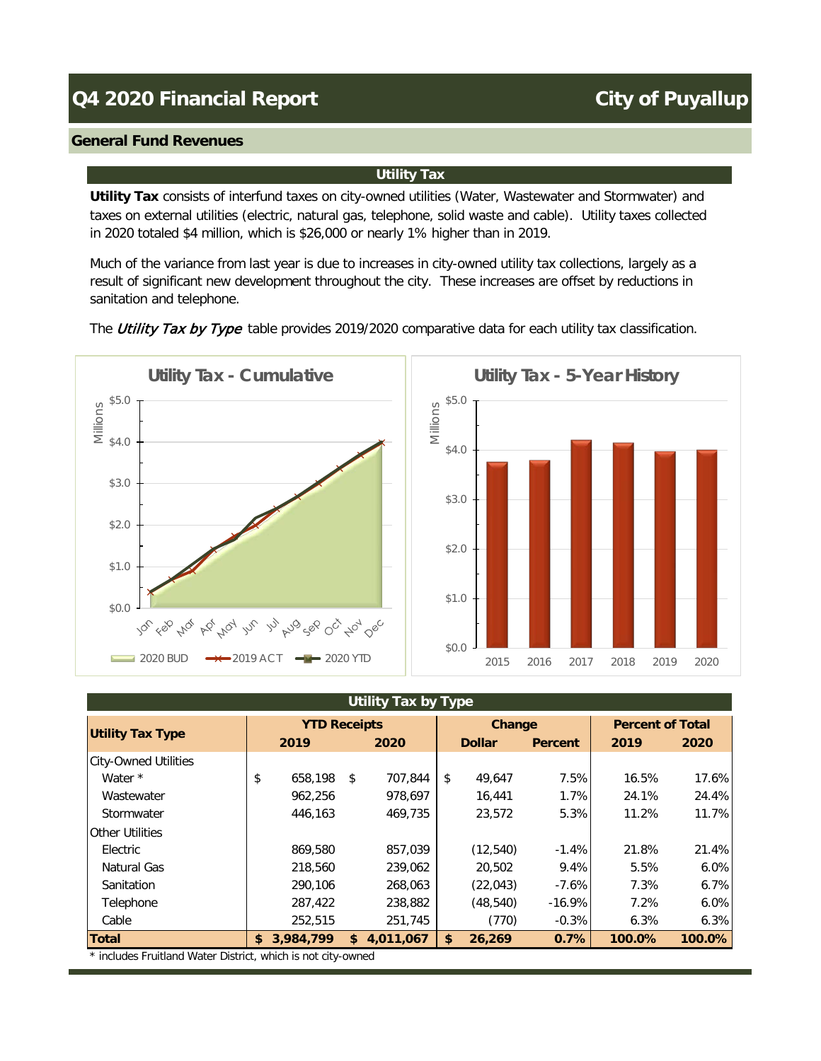# Q4 2020 Financial Report — City of Puyallup

## General Fund Revenues

### Utility Tax

**Utility Tax** consists of interfund taxes on city-owned utilities (Water, Wastewater and Stormwater) and taxes on external utilities (electric, natural gas, telephone, solid waste and cable). Utility taxes collected in 2020 totaled $4 million, which is $26,000 or nearly 1% higher than in 2019.

Much of the variance from last year is due to increases in city-owned utility tax collections, largely as a result of significant new development throughout the city. These increases are offset by reductions in sanitation and telephone.

The *Utility Tax by Type* table provides 2019/2020 comparative data for each utility tax classification.

Utility Tax - Cumulative

Millions

$5.0
$4.0
$3.0
$2.0
$1.0
$0.0

Jan Feb Mar Apr May Jun Jul Aug Sep Oct Nov Dec

2020 BUD
2019 ACT
2020 YTD

Utility Tax - 5-Year History

Millions

$5.0
$4.0
$3.0
$2.0
$1.0
$0.0

2015 2016 2017 2018 2019 2020

### Utility Tax by Type

| Utility Tax Type | YTD Receipts | | Change | | Percent of Total | |
|---|---|---|---|---|---|---|
| | 2019 | 2020 | Dollar | Percent | 2019 | 2020 |
| City-Owned Utilities | | | | | | |
| Water * | $ 658,198 | $ 707,844 | $ 49,647 | 7.5% | 16.5% | 17.6% |
| Wastewater | 962,256 | 978,697 | 16,441 | 1.7% | 24.1% | 24.4% |
| Stormwater | 446,163 | 469,735 | 23,572 | 5.3% | 11.2% | 11.7% |
| Other Utilities | | | | | | |
| Electric | 869,580 | 857,039 | (12,540) | -1.4% | 21.8% | 21.4% |
| Natural Gas | 218,560 | 239,062 | 20,502 | 9.4% | 5.5% | 6.0% |
| Sanitation | 290,106 | 268,063 | (22,043) | -7.6% | 7.3% | 6.7% |
| Telephone | 287,422 | 238,882 | (48,540) | -16.9% | 7.2% | 6.0% |
| Cable | 252,515 | 251,745 | (770) | -0.3% | 6.3% | 6.3% |
| **Total** | **$ 3,984,799** | **$ 4,011,067** | **$ 26,269** | **0.7%** | **100.0%** | **100.0%** |

\* includes Fruitland Water District, which is not city-owned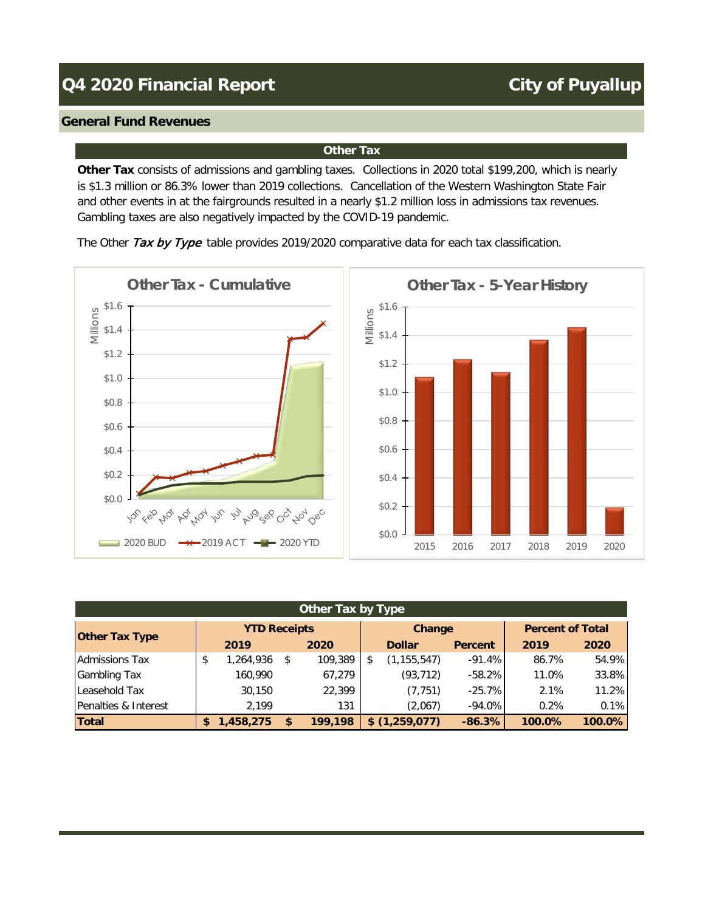## General Fund Revenues

### Other Tax

**Other Tax** consists of admissions and gambling taxes. Collections in 2020 total $199,200, which is nearly is $1.3 million or 86.3% lower than 2019 collections. Cancellation of the Western Washington State Fair and other events in at the fairgrounds resulted in a nearly $1.2 million loss in admissions tax revenues. Gambling taxes are also negatively impacted by the COVID-19 pandemic.

The Other *Tax by Type* table provides 2019/2020 comparative data for each tax classification.

Other Tax - Cumulative

Millions

$1.6
$1.4
$1.2
$1.0
$0.8
$0.6
$0.4
$0.2
$0.0

Jan Feb Mar Apr May Jun Jul Aug Sep Oct Nov Dec

2020 BUD 2019 ACT 2020 YTD

Other Tax - 5-Year History

Millions

$1.6
$1.4
$1.2
$1.0
$0.8
$0.6
$0.4
$0.2
$0.0

2015 2016 2017 2018 2019 2020

| Other Tax by Type | | | | | | |
|---|---|---|---|---|---|---|
| **Other Tax Type** | **YTD Receipts** | | **Change** | | **Percent of Total** | |
| | **2019** | **2020** | **Dollar** | **Percent** | **2019** | **2020** |
| Admissions Tax | $ 1,264,936 | $ 109,389 | $ (1,155,547) | -91.4% | 86.7% | 54.9% |
| Gambling Tax | 160,990 | 67,279 | (93,712) | -58.2% | 11.0% | 33.8% |
| Leasehold Tax | 30,150 | 22,399 | (7,751) | -25.7% | 2.1% | 11.2% |
| Penalties & Interest | 2,199 | 131 | (2,067) | -94.0% | 0.2% | 0.1% |
| **Total** | **$ 1,458,275** | **$ 199,198** | **$ (1,259,077)** | **-86.3%** | **100.0%** | **100.0%** |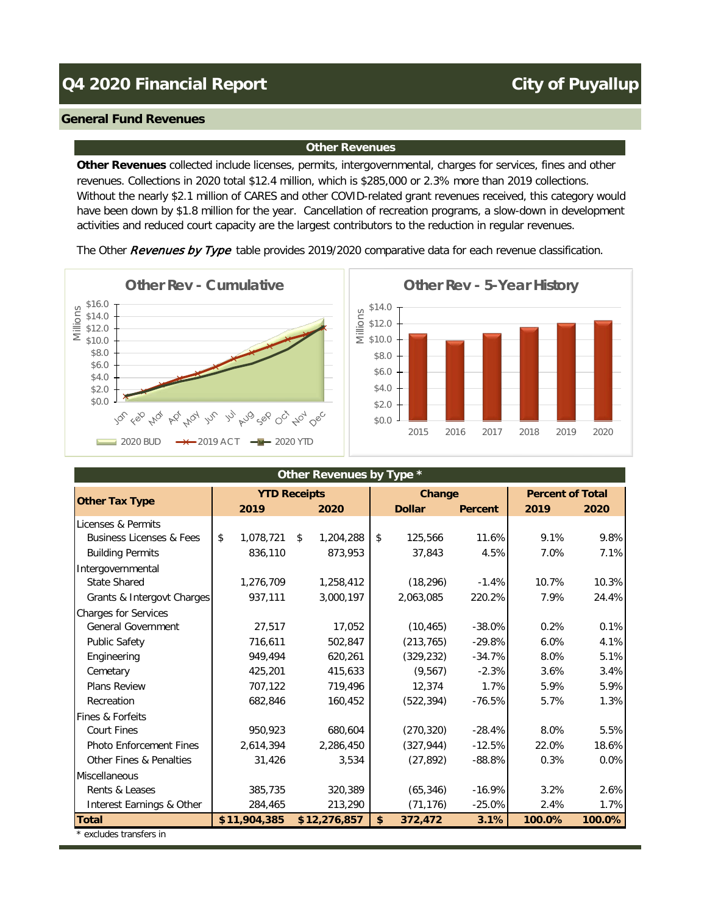# Q4 2020 Financial Report — City of Puyallup

## General Fund Revenues

### Other Revenues

**Other Revenues** collected include licenses, permits, intergovernmental, charges for services, fines and other revenues. Collections in 2020 total $12.4 million, which is $285,000 or 2.3% more than 2019 collections. Without the nearly $2.1 million of CARES and other COVID-related grant revenues received, this category would have been down by $1.8 million for the year. Cancellation of recreation programs, a slow-down in development activities and reduced court capacity are the largest contributors to the reduction in regular revenues.

The Other *Revenues by Type* table provides 2019/2020 comparative data for each revenue classification.

Other Rev - Cumulative

Millions

$16.0
$14.0
$12.0
$10.0
$8.0
$6.0
$4.0
$2.0
$0.0

Jan Feb Mar Apr May Jun Jul Aug Sep Oct Nov Dec

2020 BUD
2019 ACT
2020 YTD

Other Rev - 5-Year History

Millions

$14.0
$12.0
$10.0
$8.0
$6.0
$4.0
$2.0
$0.0

2015 2016 2017 2018 2019 2020

### Other Revenues by Type *

| Other Tax Type | YTD Receipts | | Change | | Percent of Total | |
|---|---|---|---|---|---|---|
| | 2019 | 2020 | Dollar | Percent | 2019 | 2020 |
| Licenses & Permits | | | | | | |
| Business Licenses & Fees | $ 1,078,721 | $ 1,204,288 | $ 125,566 | 11.6% | 9.1% | 9.8% |
| Building Permits | 836,110 | 873,953 | 37,843 | 4.5% | 7.0% | 7.1% |
| Intergovernmental | | | | | | |
| State Shared | 1,276,709 | 1,258,412 | (18,296) | -1.4% | 10.7% | 10.3% |
| Grants & Intergovt Charges | 937,111 | 3,000,197 | 2,063,085 | 220.2% | 7.9% | 24.4% |
| Charges for Services | | | | | | |
| General Government | 27,517 | 17,052 | (10,465) | -38.0% | 0.2% | 0.1% |
| Public Safety | 716,611 | 502,847 | (213,765) | -29.8% | 6.0% | 4.1% |
| Engineering | 949,494 | 620,261 | (329,232) | -34.7% | 8.0% | 5.1% |
| Cemetary | 425,201 | 415,633 | (9,567) | -2.3% | 3.6% | 3.4% |
| Plans Review | 707,122 | 719,496 | 12,374 | 1.7% | 5.9% | 5.9% |
| Recreation | 682,846 | 160,452 | (522,394) | -76.5% | 5.7% | 1.3% |
| Fines & Forfeits | | | | | | |
| Court Fines | 950,923 | 680,604 | (270,320) | -28.4% | 8.0% | 5.5% |
| Photo Enforcement Fines | 2,614,394 | 2,286,450 | (327,944) | -12.5% | 22.0% | 18.6% |
| Other Fines & Penalties | 31,426 | 3,534 | (27,892) | -88.8% | 0.3% | 0.0% |
| Miscellaneous | | | | | | |
| Rents & Leases | 385,735 | 320,389 | (65,346) | -16.9% | 3.2% | 2.6% |
| Interest Earnings & Other | 284,465 | 213,290 | (71,176) | -25.0% | 2.4% | 1.7% |
| **Total** | **$11,904,385** | **$12,276,857** | **$ 372,472** | **3.1%** | **100.0%** | **100.0%** |

\* excludes transfers in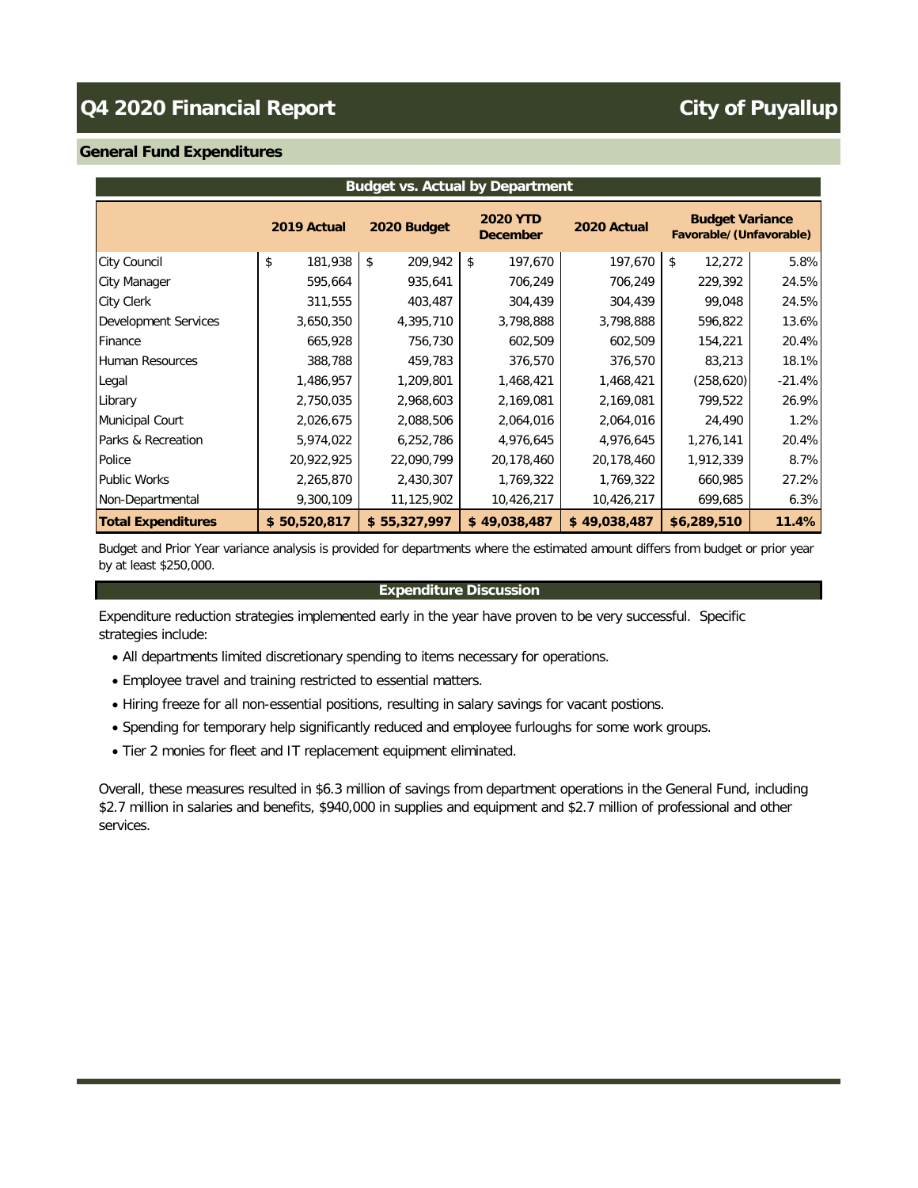## General Fund Expenditures

**Budget vs. Actual by Department**

| | 2019 Actual | 2020 Budget | 2020 YTD December | 2020 Actual | Budget Variance Favorable/(Unfavorable) | |
|---|---|---|---|---|---|---|
| City Council | $ 181,938 | $ 209,942 | $ 197,670 | 197,670 | $ 12,272 | 5.8% |
| City Manager | 595,664 | 935,641 | 706,249 | 706,249 | 229,392 | 24.5% |
| City Clerk | 311,555 | 403,487 | 304,439 | 304,439 | 99,048 | 24.5% |
| Development Services | 3,650,350 | 4,395,710 | 3,798,888 | 3,798,888 | 596,822 | 13.6% |
| Finance | 665,928 | 756,730 | 602,509 | 602,509 | 154,221 | 20.4% |
| Human Resources | 388,788 | 459,783 | 376,570 | 376,570 | 83,213 | 18.1% |
| Legal | 1,486,957 | 1,209,801 | 1,468,421 | 1,468,421 | (258,620) | -21.4% |
| Library | 2,750,035 | 2,968,603 | 2,169,081 | 2,169,081 | 799,522 | 26.9% |
| Municipal Court | 2,026,675 | 2,088,506 | 2,064,016 | 2,064,016 | 24,490 | 1.2% |
| Parks & Recreation | 5,974,022 | 6,252,786 | 4,976,645 | 4,976,645 | 1,276,141 | 20.4% |
| Police | 20,922,925 | 22,090,799 | 20,178,460 | 20,178,460 | 1,912,339 | 8.7% |
| Public Works | 2,265,870 | 2,430,307 | 1,769,322 | 1,769,322 | 660,985 | 27.2% |
| Non-Departmental | 9,300,109 | 11,125,902 | 10,426,217 | 10,426,217 | 699,685 | 6.3% |
| **Total Expenditures** | **$ 50,520,817** | **$ 55,327,997** | **$ 49,038,487** | **$ 49,038,487** | **$6,289,510** | **11.4%** |

Budget and Prior Year variance analysis is provided for departments where the estimated amount differs from budget or prior year by at least $250,000.

**Expenditure Discussion**

Expenditure reduction strategies implemented early in the year have proven to be very successful. Specific strategies include:

- All departments limited discretionary spending to items necessary for operations.
- Employee travel and training restricted to essential matters.
- Hiring freeze for all non-essential positions, resulting in salary savings for vacant postions.
- Spending for temporary help significantly reduced and employee furloughs for some work groups.
- Tier 2 monies for fleet and IT replacement equipment eliminated.

Overall, these measures resulted in $6.3 million of savings from department operations in the General Fund, including $2.7 million in salaries and benefits, $940,000 in supplies and equipment and $2.7 million of professional and other services.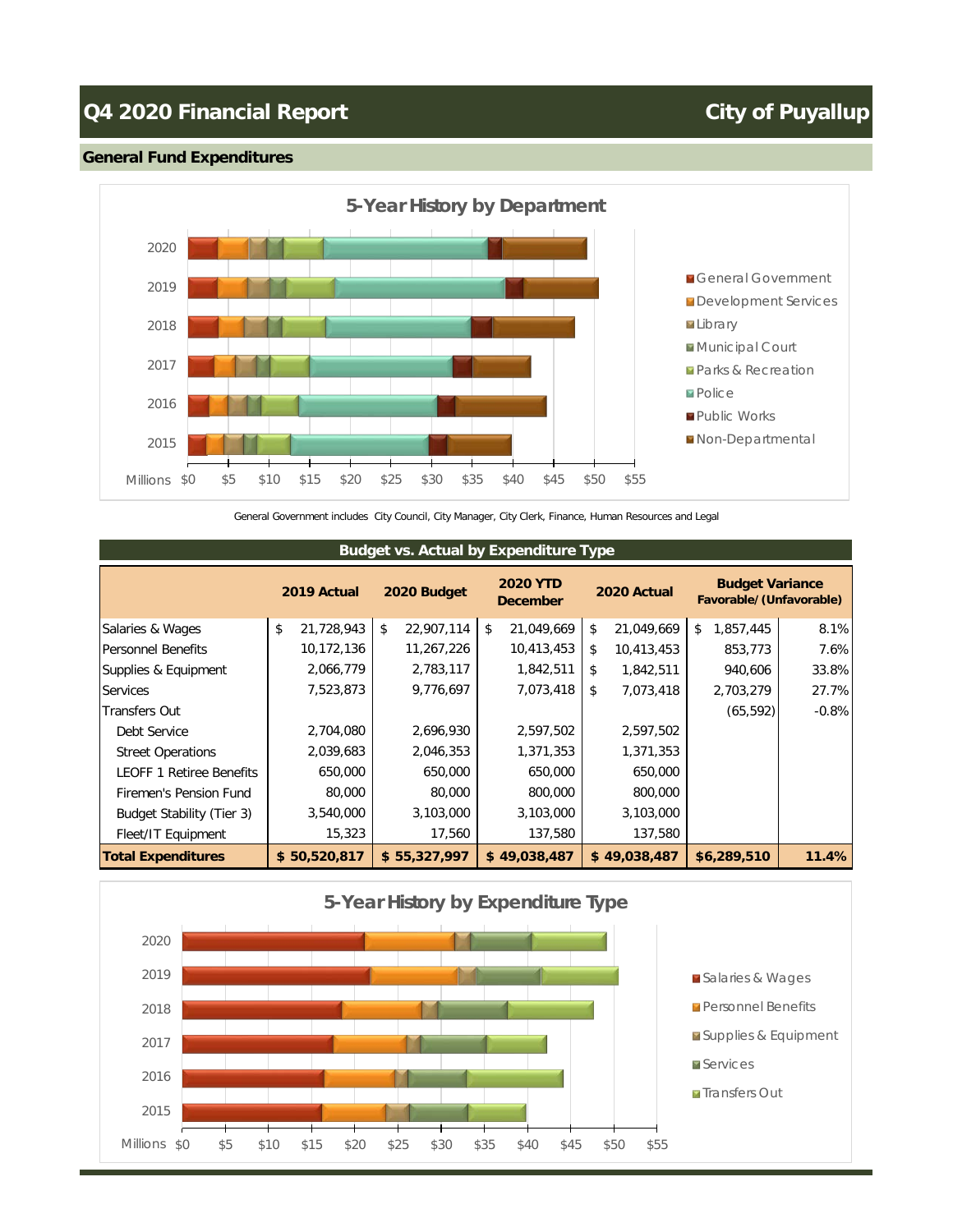# Q4 2020 Financial Report — City of Puyallup

## General Fund Expenditures

5-Year History by Department

2020
2019
2018
2017
2016
2015

Millions $0 $5 $10 $15 $20 $25 $30 $35 $40 $45 $50 $55

General Government
Development Services
Library
Municipal Court
Parks & Recreation
Police
Public Works
Non-Departmental

General Government includes City Council, City Manager, City Clerk, Finance, Human Resources and Legal

### Budget vs. Actual by Expenditure Type

| | 2019 Actual | 2020 Budget | 2020 YTD December | 2020 Actual | Budget Variance Favorable/(Unfavorable) | |
|---|---|---|---|---|---|---|
| Salaries & Wages | $ 21,728,943 | $ 22,907,114 | $ 21,049,669 | $ 21,049,669 | $ 1,857,445 | 8.1% |
| Personnel Benefits | 10,172,136 | 11,267,226 | 10,413,453 | $ 10,413,453 | 853,773 | 7.6% |
| Supplies & Equipment | 2,066,779 | 2,783,117 | 1,842,511 | $ 1,842,511 | 940,606 | 33.8% |
| Services | 7,523,873 | 9,776,697 | 7,073,418 | $ 7,073,418 | 2,703,279 | 27.7% |
| Transfers Out | | | | | (65,592) | -0.8% |
| Debt Service | 2,704,080 | 2,696,930 | 2,597,502 | 2,597,502 | | |
| Street Operations | 2,039,683 | 2,046,353 | 1,371,353 | 1,371,353 | | |
| LEOFF 1 Retiree Benefits | 650,000 | 650,000 | 650,000 | 650,000 | | |
| Firemen's Pension Fund | 80,000 | 80,000 | 800,000 | 800,000 | | |
| Budget Stability (Tier 3) | 3,540,000 | 3,103,000 | 3,103,000 | 3,103,000 | | |
| Fleet/IT Equipment | 15,323 | 17,560 | 137,580 | 137,580 | | |
| **Total Expenditures** | **$ 50,520,817** | **$ 55,327,997** | **$ 49,038,487** | **$ 49,038,487** | **$6,289,510** | **11.4%** |

5-Year History by Expenditure Type

2020
2019
2018
2017
2016
2015

Millions $0 $5 $10 $15 $20 $25 $30 $35 $40 $45 $50 $55

Salaries & Wages
Personnel Benefits
Supplies & Equipment
Services
Transfers Out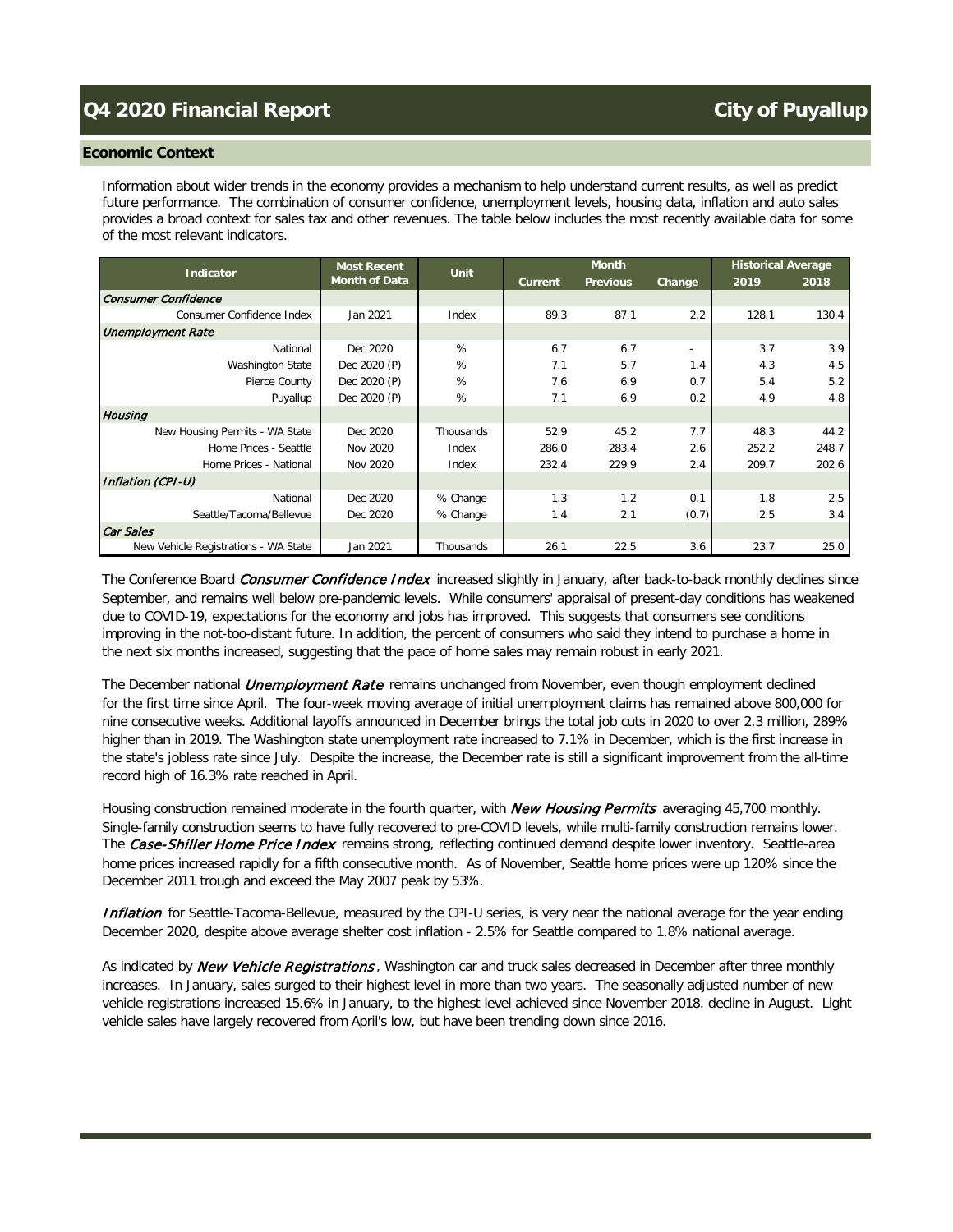# Q4 2020 Financial Report — City of Puyallup

## Economic Context

Information about wider trends in the economy provides a mechanism to help understand current results, as well as predict future performance. The combination of consumer confidence, unemployment levels, housing data, inflation and auto sales provides a broad context for sales tax and other revenues. The table below includes the most recently available data for some of the most relevant indicators.

| Indicator | Most Recent Month of Data | Unit | Month | | | Historical Average | |
|---|---|---|---|---|---|---|---|
| | | | Current | Previous | Change | 2019 | 2018 |
| *Consumer Confidence* | | | | | | | |
| Consumer Confidence Index | Jan 2021 | Index | 89.3 | 87.1 | 2.2 | 128.1 | 130.4 |
| *Unemployment Rate* | | | | | | | |
| National | Dec 2020 | % | 6.7 | 6.7 | - | 3.7 | 3.9 |
| Washington State | Dec 2020 (P) | % | 7.1 | 5.7 | 1.4 | 4.3 | 4.5 |
| Pierce County | Dec 2020 (P) | % | 7.6 | 6.9 | 0.7 | 5.4 | 5.2 |
| Puyallup | Dec 2020 (P) | % | 7.1 | 6.9 | 0.2 | 4.9 | 4.8 |
| *Housing* | | | | | | | |
| New Housing Permits - WA State | Dec 2020 | Thousands | 52.9 | 45.2 | 7.7 | 48.3 | 44.2 |
| Home Prices - Seattle | Nov 2020 | Index | 286.0 | 283.4 | 2.6 | 252.2 | 248.7 |
| Home Prices - National | Nov 2020 | Index | 232.4 | 229.9 | 2.4 | 209.7 | 202.6 |
| *Inflation (CPI-U)* | | | | | | | |
| National | Dec 2020 | % Change | 1.3 | 1.2 | 0.1 | 1.8 | 2.5 |
| Seattle/Tacoma/Bellevue | Dec 2020 | % Change | 1.4 | 2.1 | (0.7) | 2.5 | 3.4 |
| *Car Sales* | | | | | | | |
| New Vehicle Registrations - WA State | Jan 2021 | Thousands | 26.1 | 22.5 | 3.6 | 23.7 | 25.0 |

The Conference Board *Consumer Confidence Index* increased slightly in January, after back-to-back monthly declines since September, and remains well below pre-pandemic levels. While consumers' appraisal of present-day conditions has weakened due to COVID-19, expectations for the economy and jobs has improved. This suggests that consumers see conditions improving in the not-too-distant future. In addition, the percent of consumers who said they intend to purchase a home in the next six months increased, suggesting that the pace of home sales may remain robust in early 2021.

The December national *Unemployment Rate* remains unchanged from November, even though employment declined for the first time since April. The four-week moving average of initial unemployment claims has remained above 800,000 for nine consecutive weeks. Additional layoffs announced in December brings the total job cuts in 2020 to over 2.3 million, 289% higher than in 2019. The Washington state unemployment rate increased to 7.1% in December, which is the first increase in the state's jobless rate since July. Despite the increase, the December rate is still a significant improvement from the all-time record high of 16.3% rate reached in April.

Housing construction remained moderate in the fourth quarter, with *New Housing Permits* averaging 45,700 monthly. Single-family construction seems to have fully recovered to pre-COVID levels, while multi-family construction remains lower. The *Case-Shiller Home Price Index* remains strong, reflecting continued demand despite lower inventory. Seattle-area home prices increased rapidly for a fifth consecutive month. As of November, Seattle home prices were up 120% since the December 2011 trough and exceed the May 2007 peak by 53%.

*Inflation* for Seattle-Tacoma-Bellevue, measured by the CPI-U series, is very near the national average for the year ending December 2020, despite above average shelter cost inflation - 2.5% for Seattle compared to 1.8% national average.

As indicated by *New Vehicle Registrations*, Washington car and truck sales decreased in December after three monthly increases. In January, sales surged to their highest level in more than two years. The seasonally adjusted number of new vehicle registrations increased 15.6% in January, to the highest level achieved since November 2018. decline in August. Light vehicle sales have largely recovered from April's low, but have been trending down since 2016.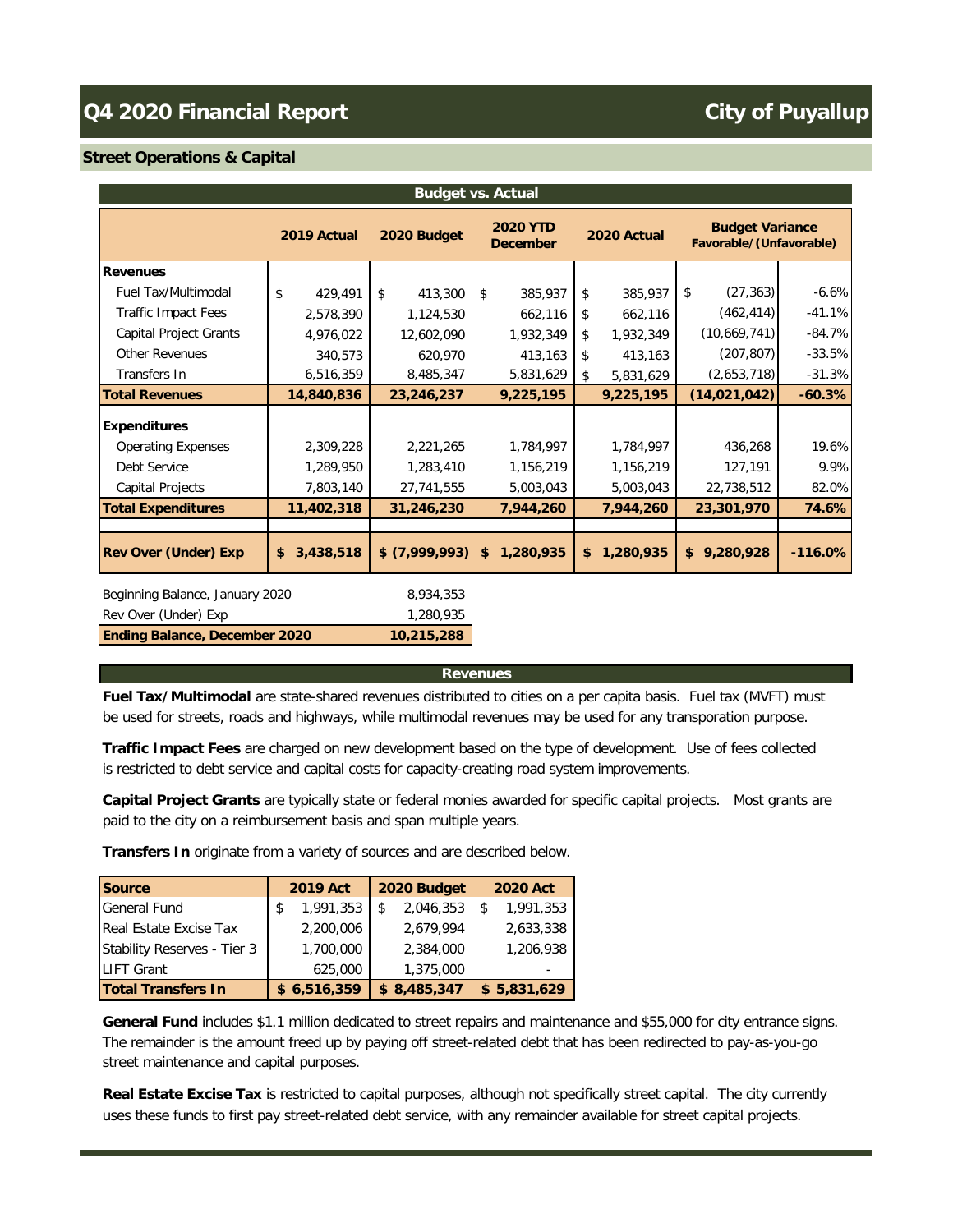# Q4 2020 Financial Report

# City of Puyallup

## Street Operations & Capital

**Budget vs. Actual**

| | 2019 Actual | 2020 Budget | 2020 YTD December | 2020 Actual | Budget Variance Favorable/(Unfavorable) | |
|---|---|---|---|---|---|---|
| **Revenues** | | | | | | |
| Fuel Tax/Multimodal | $ 429,491 | $ 413,300 | $ 385,937 | $ 385,937 | $ (27,363) | -6.6% |
| Traffic Impact Fees | 2,578,390 | 1,124,530 | 662,116 | $ 662,116 | (462,414) | -41.1% |
| Capital Project Grants | 4,976,022 | 12,602,090 | 1,932,349 | $ 1,932,349 | (10,669,741) | -84.7% |
| Other Revenues | 340,573 | 620,970 | 413,163 | $ 413,163 | (207,807) | -33.5% |
| Transfers In | 6,516,359 | 8,485,347 | 5,831,629 | $ 5,831,629 | (2,653,718) | -31.3% |
| **Total Revenues** | **14,840,836** | **23,246,237** | **9,225,195** | **9,225,195** | **(14,021,042)** | **-60.3%** |
| **Expenditures** | | | | | | |
| Operating Expenses | 2,309,228 | 2,221,265 | 1,784,997 | 1,784,997 | 436,268 | 19.6% |
| Debt Service | 1,289,950 | 1,283,410 | 1,156,219 | 1,156,219 | 127,191 | 9.9% |
| Capital Projects | 7,803,140 | 27,741,555 | 5,003,043 | 5,003,043 | 22,738,512 | 82.0% |
| **Total Expenditures** | **11,402,318** | **31,246,230** | **7,944,260** | **7,944,260** | **23,301,970** | **74.6%** |
| **Rev Over (Under) Exp** | **$ 3,438,518** | **$ (7,999,993)** | **$ 1,280,935** | **$ 1,280,935** | **$ 9,280,928** | **-116.0%** |

| | |
|---|---|
| Beginning Balance, January 2020 | 8,934,353 |
| Rev Over (Under) Exp | 1,280,935 |
| **Ending Balance, December 2020** | **10,215,288** |

**Revenues**

**Fuel Tax/Multimodal** are state-shared revenues distributed to cities on a per capita basis. Fuel tax (MVFT) must be used for streets, roads and highways, while multimodal revenues may be used for any transporation purpose.

**Traffic Impact Fees** are charged on new development based on the type of development. Use of fees collected is restricted to debt service and capital costs for capacity-creating road system improvements.

**Capital Project Grants** are typically state or federal monies awarded for specific capital projects. Most grants are paid to the city on a reimbursement basis and span multiple years.

**Transfers In** originate from a variety of sources and are described below.

| Source | 2019 Act | 2020 Budget | 2020 Act |
|---|---|---|---|
| General Fund | $ 1,991,353 | $ 2,046,353 | $ 1,991,353 |
| Real Estate Excise Tax | 2,200,006 | 2,679,994 | 2,633,338 |
| Stability Reserves - Tier 3 | 1,700,000 | 2,384,000 | 1,206,938 |
| LIFT Grant | 625,000 | 1,375,000 | - |
| **Total Transfers In** | **$ 6,516,359** | **$ 8,485,347** | **$ 5,831,629** |

**General Fund** includes $1.1 million dedicated to street repairs and maintenance and $55,000 for city entrance signs. The remainder is the amount freed up by paying off street-related debt that has been redirected to pay-as-you-go street maintenance and capital purposes.

**Real Estate Excise Tax** is restricted to capital purposes, although not specifically street capital. The city currently uses these funds to first pay street-related debt service, with any remainder available for street capital projects.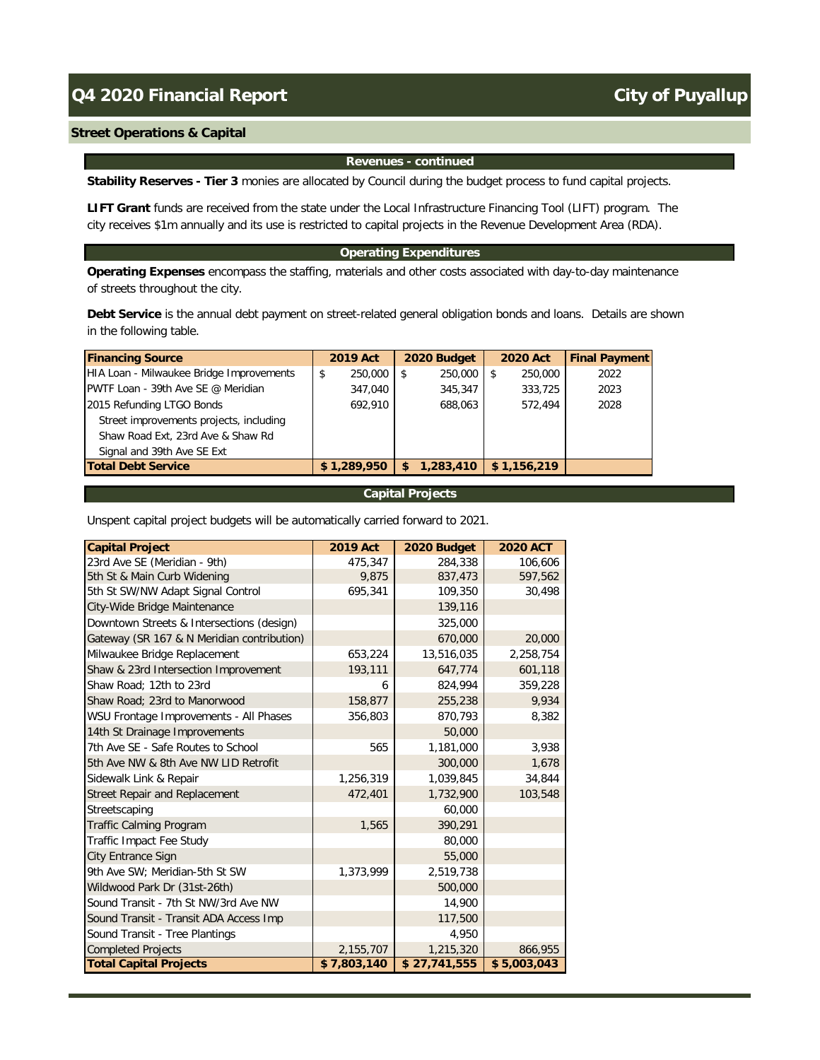# Q4 2020 Financial Report — City of Puyallup

## Street Operations & Capital

### Revenues - continued

**Stability Reserves - Tier 3** monies are allocated by Council during the budget process to fund capital projects.

**LIFT Grant** funds are received from the state under the Local Infrastructure Financing Tool (LIFT) program. The city receives $1m annually and its use is restricted to capital projects in the Revenue Development Area (RDA).

### Operating Expenditures

**Operating Expenses** encompass the staffing, materials and other costs associated with day-to-day maintenance of streets throughout the city.

**Debt Service** is the annual debt payment on street-related general obligation bonds and loans. Details are shown in the following table.

| Financing Source | 2019 Act | 2020 Budget | 2020 Act | Final Payment |
|---|---|---|---|---|
| HIA Loan - Milwaukee Bridge Improvements | $ 250,000 | $ 250,000 | $ 250,000 | 2022 |
| PWTF Loan - 39th Ave SE @ Meridian | 347,040 | 345,347 | 333,725 | 2023 |
| 2015 Refunding LTGO Bonds | 692,910 | 688,063 | 572,494 | 2028 |
| Street improvements projects, including Shaw Road Ext, 23rd Ave & Shaw Rd Signal and 39th Ave SE Ext | | | | |
| **Total Debt Service** | **$ 1,289,950** | **$ 1,283,410** | **$ 1,156,219** | |

### Capital Projects

Unspent capital project budgets will be automatically carried forward to 2021.

| Capital Project | 2019 Act | 2020 Budget | 2020 ACT |
|---|---|---|---|
| 23rd Ave SE (Meridian - 9th) | 475,347 | 284,338 | 106,606 |
| 5th St & Main Curb Widening | 9,875 | 837,473 | 597,562 |
| 5th St SW/NW Adapt Signal Control | 695,341 | 109,350 | 30,498 |
| City-Wide Bridge Maintenance | | 139,116 | |
| Downtown Streets & Intersections (design) | | 325,000 | |
| Gateway (SR 167 & N Meridian contribution) | | 670,000 | 20,000 |
| Milwaukee Bridge Replacement | 653,224 | 13,516,035 | 2,258,754 |
| Shaw & 23rd Intersection Improvement | 193,111 | 647,774 | 601,118 |
| Shaw Road; 12th to 23rd | 6 | 824,994 | 359,228 |
| Shaw Road; 23rd to Manorwood | 158,877 | 255,238 | 9,934 |
| WSU Frontage Improvements - All Phases | 356,803 | 870,793 | 8,382 |
| 14th St Drainage Improvements | | 50,000 | |
| 7th Ave SE - Safe Routes to School | 565 | 1,181,000 | 3,938 |
| 5th Ave NW & 8th Ave NW LID Retrofit | | 300,000 | 1,678 |
| Sidewalk Link & Repair | 1,256,319 | 1,039,845 | 34,844 |
| Street Repair and Replacement | 472,401 | 1,732,900 | 103,548 |
| Streetscaping | | 60,000 | |
| Traffic Calming Program | 1,565 | 390,291 | |
| Traffic Impact Fee Study | | 80,000 | |
| City Entrance Sign | | 55,000 | |
| 9th Ave SW; Meridian-5th St SW | 1,373,999 | 2,519,738 | |
| Wildwood Park Dr (31st-26th) | | 500,000 | |
| Sound Transit - 7th St NW/3rd Ave NW | | 14,900 | |
| Sound Transit - Transit ADA Access Imp | | 117,500 | |
| Sound Transit - Tree Plantings | | 4,950 | |
| Completed Projects | 2,155,707 | 1,215,320 | 866,955 |
| **Total Capital Projects** | **$ 7,803,140** | **$ 27,741,555** | **$ 5,003,043** |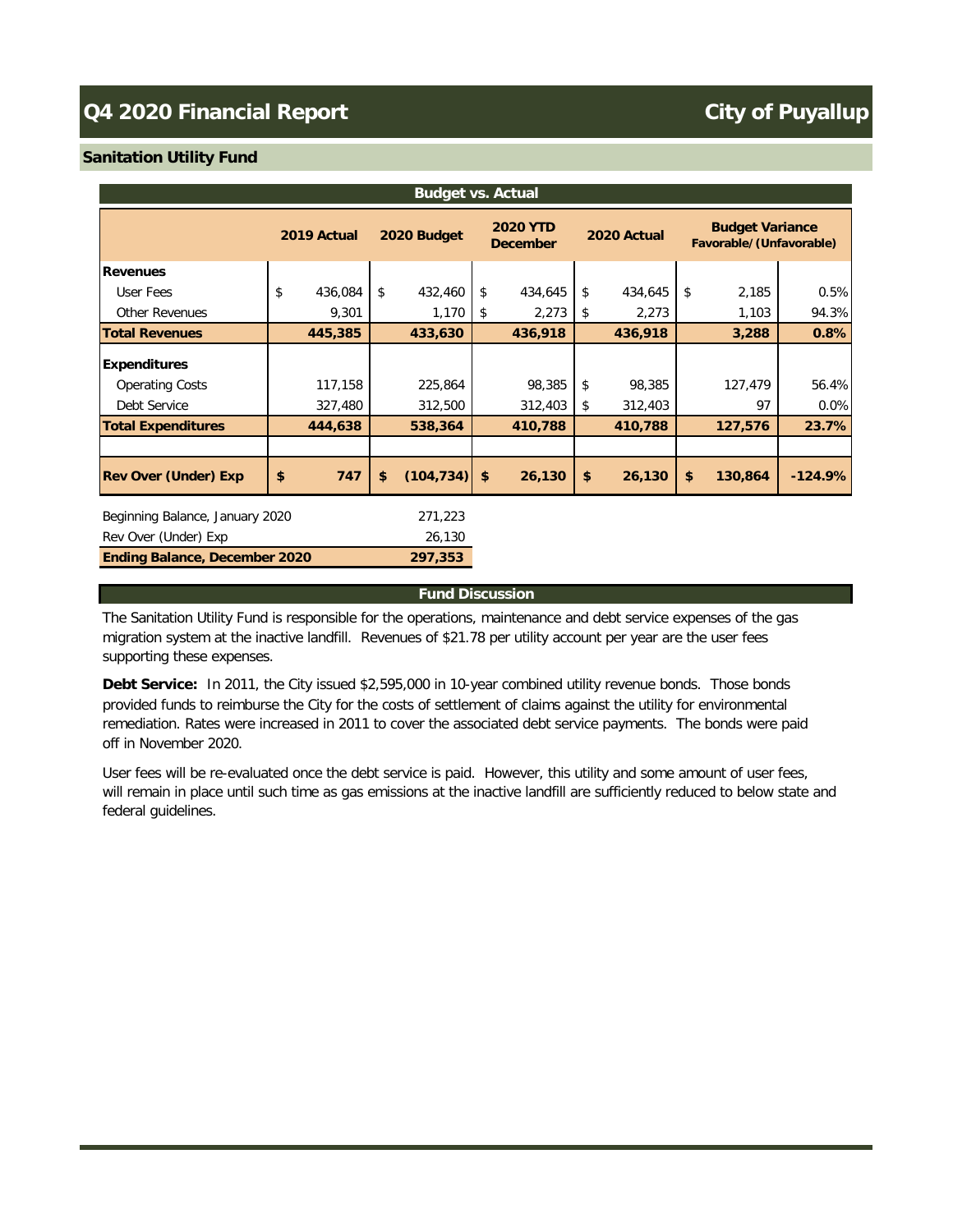# Q4 2020 Financial Report

# City of Puyallup

## Sanitation Utility Fund

**Budget vs. Actual**

| | 2019 Actual | 2020 Budget | 2020 YTD December | 2020 Actual | Budget Variance Favorable/(Unfavorable) | |
|---|---|---|---|---|---|---|
| **Revenues** | | | | | | |
| User Fees | $ 436,084 | $ 432,460 | $ 434,645 | $ 434,645 | $ 2,185 | 0.5% |
| Other Revenues | 9,301 | 1,170 | $ 2,273 | $ 2,273 | 1,103 | 94.3% |
| **Total Revenues** | **445,385** | **433,630** | **436,918** | **436,918** | **3,288** | **0.8%** |
| **Expenditures** | | | | | | |
| Operating Costs | 117,158 | 225,864 | 98,385 | $ 98,385 | 127,479 | 56.4% |
| Debt Service | 327,480 | 312,500 | 312,403 | $ 312,403 | 97 | 0.0% |
| **Total Expenditures** | **444,638** | **538,364** | **410,788** | **410,788** | **127,576** | **23.7%** |
| **Rev Over (Under) Exp** | **$ 747** | **$ (104,734)** | **$ 26,130** | **$ 26,130** | **$ 130,864** | **-124.9%** |

| | |
|---|---|
| Beginning Balance, January 2020 | 271,223 |
| Rev Over (Under) Exp | 26,130 |
| **Ending Balance, December 2020** | **297,353** |

**Fund Discussion**

The Sanitation Utility Fund is responsible for the operations, maintenance and debt service expenses of the gas migration system at the inactive landfill. Revenues of $21.78 per utility account per year are the user fees supporting these expenses.

**Debt Service:** In 2011, the City issued $2,595,000 in 10-year combined utility revenue bonds. Those bonds provided funds to reimburse the City for the costs of settlement of claims against the utility for environmental remediation. Rates were increased in 2011 to cover the associated debt service payments. The bonds were paid off in November 2020.

User fees will be re-evaluated once the debt service is paid. However, this utility and some amount of user fees, will remain in place until such time as gas emissions at the inactive landfill are sufficiently reduced to below state and federal guidelines.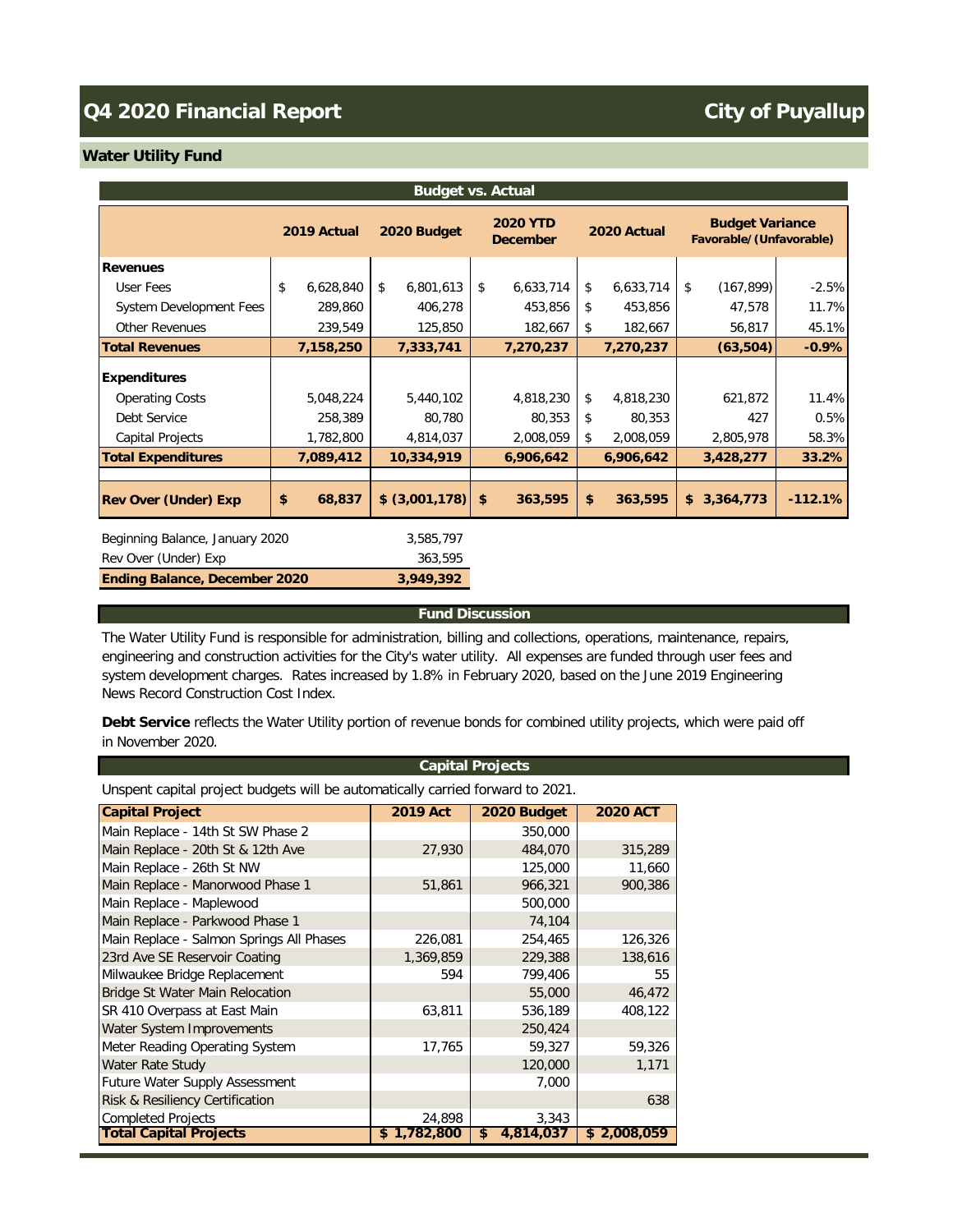# Q4 2020 Financial Report — City of Puyallup

## Water Utility Fund

### Budget vs. Actual

| | 2019 Actual | 2020 Budget | 2020 YTD December | 2020 Actual | Budget Variance Favorable/(Unfavorable) | |
|---|---|---|---|---|---|---|
| **Revenues** | | | | | | |
| User Fees | $ 6,628,840 | $ 6,801,613 | $ 6,633,714 | $ 6,633,714 | $ (167,899) | -2.5% |
| System Development Fees | 289,860 | 406,278 | 453,856 | $ 453,856 | 47,578 | 11.7% |
| Other Revenues | 239,549 | 125,850 | 182,667 | $ 182,667 | 56,817 | 45.1% |
| **Total Revenues** | **7,158,250** | **7,333,741** | **7,270,237** | **7,270,237** | **(63,504)** | **-0.9%** |
| **Expenditures** | | | | | | |
| Operating Costs | 5,048,224 | 5,440,102 | 4,818,230 | $ 4,818,230 | 621,872 | 11.4% |
| Debt Service | 258,389 | 80,780 | 80,353 | $ 80,353 | 427 | 0.5% |
| Capital Projects | 1,782,800 | 4,814,037 | 2,008,059 | $ 2,008,059 | 2,805,978 | 58.3% |
| **Total Expenditures** | **7,089,412** | **10,334,919** | **6,906,642** | **6,906,642** | **3,428,277** | **33.2%** |
| **Rev Over (Under) Exp** | **$ 68,837** | **$ (3,001,178)** | **$ 363,595** | **$ 363,595** | **$ 3,364,773** | **-112.1%** |

| | |
|---|---|
| Beginning Balance, January 2020 | 3,585,797 |
| Rev Over (Under) Exp | 363,595 |
| **Ending Balance, December 2020** | **3,949,392** |

### Fund Discussion

The Water Utility Fund is responsible for administration, billing and collections, operations, maintenance, repairs, engineering and construction activities for the City's water utility. All expenses are funded through user fees and system development charges. Rates increased by 1.8% in February 2020, based on the June 2019 Engineering News Record Construction Cost Index.

**Debt Service** reflects the Water Utility portion of revenue bonds for combined utility projects, which were paid off in November 2020.

### Capital Projects

Unspent capital project budgets will be automatically carried forward to 2021.

| Capital Project | 2019 Act | 2020 Budget | 2020 ACT |
|---|---|---|---|
| Main Replace - 14th St SW Phase 2 | | 350,000 | |
| Main Replace - 20th St & 12th Ave | 27,930 | 484,070 | 315,289 |
| Main Replace - 26th St NW | | 125,000 | 11,660 |
| Main Replace - Manorwood Phase 1 | 51,861 | 966,321 | 900,386 |
| Main Replace - Maplewood | | 500,000 | |
| Main Replace - Parkwood Phase 1 | | 74,104 | |
| Main Replace - Salmon Springs All Phases | 226,081 | 254,465 | 126,326 |
| 23rd Ave SE Reservoir Coating | 1,369,859 | 229,388 | 138,616 |
| Milwaukee Bridge Replacement | 594 | 799,406 | 55 |
| Bridge St Water Main Relocation | | 55,000 | 46,472 |
| SR 410 Overpass at East Main | 63,811 | 536,189 | 408,122 |
| Water System Improvements | | 250,424 | |
| Meter Reading Operating System | 17,765 | 59,327 | 59,326 |
| Water Rate Study | | 120,000 | 1,171 |
| Future Water Supply Assessment | | 7,000 | |
| Risk & Resiliency Certification | | | 638 |
| Completed Projects | 24,898 | 3,343 | |
| **Total Capital Projects** | **$ 1,782,800** | **$ 4,814,037** | **$ 2,008,059** |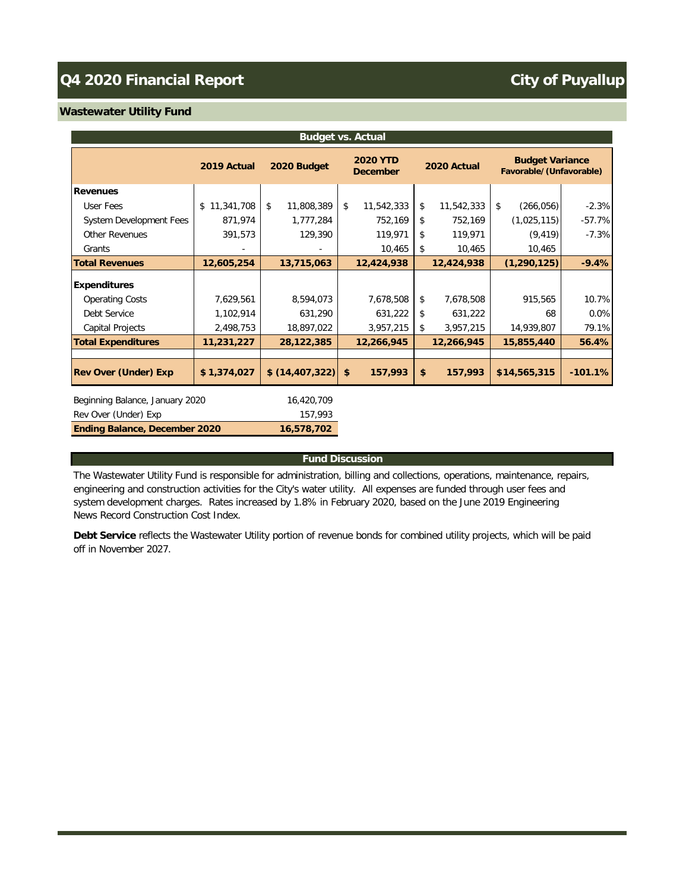# Q4 2020 Financial Report

# City of Puyallup

## Wastewater Utility Fund

**Budget vs. Actual**

| | 2019 Actual | 2020 Budget | 2020 YTD December | 2020 Actual | Budget Variance Favorable/(Unfavorable) | |
|---|---|---|---|---|---|---|
| **Revenues** | | | | | | |
| User Fees | $ 11,341,708 | $ 11,808,389 | $ 11,542,333 | $ 11,542,333 | $ (266,056) | -2.3% |
| System Development Fees | 871,974 | 1,777,284 | 752,169 | $ 752,169 | (1,025,115) | -57.7% |
| Other Revenues | 391,573 | 129,390 | 119,971 | $ 119,971 | (9,419) | -7.3% |
| Grants | - | - | 10,465 | $ 10,465 | 10,465 | |
| **Total Revenues** | **12,605,254** | **13,715,063** | **12,424,938** | **12,424,938** | **(1,290,125)** | **-9.4%** |
| **Expenditures** | | | | | | |
| Operating Costs | 7,629,561 | 8,594,073 | 7,678,508 | $ 7,678,508 | 915,565 | 10.7% |
| Debt Service | 1,102,914 | 631,290 | 631,222 | $ 631,222 | 68 | 0.0% |
| Capital Projects | 2,498,753 | 18,897,022 | 3,957,215 | $ 3,957,215 | 14,939,807 | 79.1% |
| **Total Expenditures** | **11,231,227** | **28,122,385** | **12,266,945** | **12,266,945** | **15,855,440** | **56.4%** |
| **Rev Over (Under) Exp** | **$ 1,374,027** | **$ (14,407,322)** | **$ 157,993** | **$ 157,993** | **$14,565,315** | **-101.1%** |

| | |
|---|---|
| Beginning Balance, January 2020 | 16,420,709 |
| Rev Over (Under) Exp | 157,993 |
| **Ending Balance, December 2020** | **16,578,702** |

**Fund Discussion**

The Wastewater Utility Fund is responsible for administration, billing and collections, operations, maintenance, repairs, engineering and construction activities for the City's water utility. All expenses are funded through user fees and system development charges. Rates increased by 1.8% in February 2020, based on the June 2019 Engineering News Record Construction Cost Index.

**Debt Service** reflects the Wastewater Utility portion of revenue bonds for combined utility projects, which will be paid off in November 2027.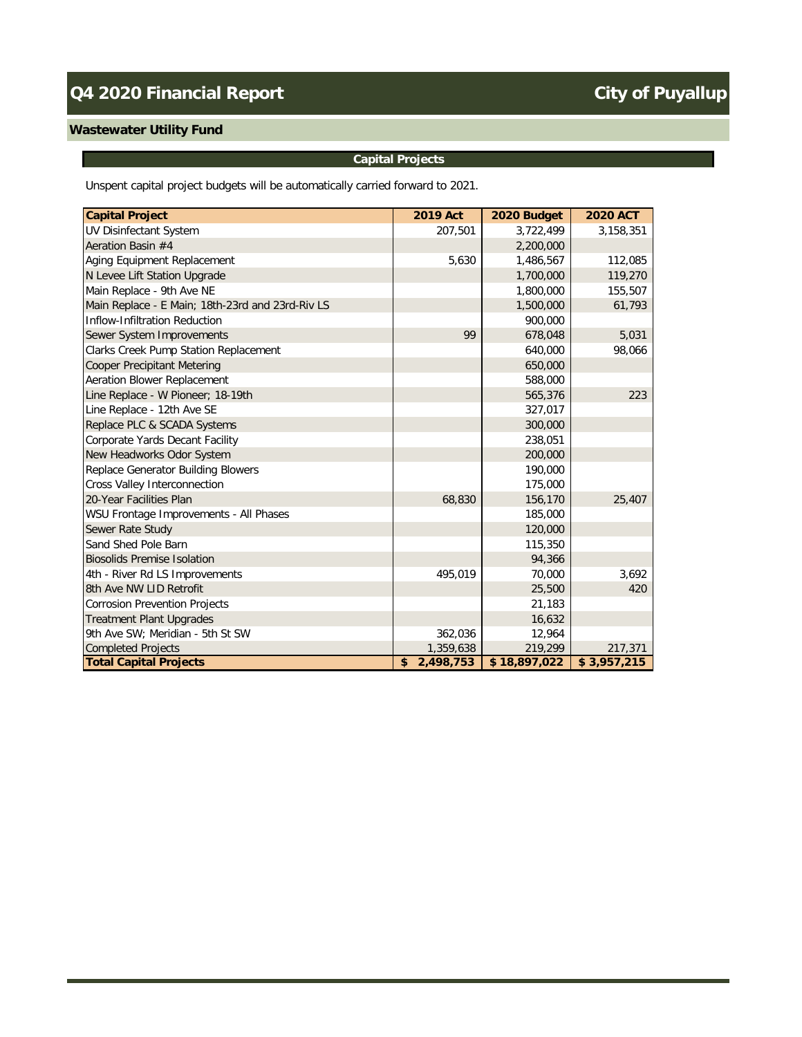# Q4 2020 Financial Report

City of Puyallup

## Wastewater Utility Fund

### Capital Projects

Unspent capital project budgets will be automatically carried forward to 2021.

| Capital Project | 2019 Act | 2020 Budget | 2020 ACT |
|---|---|---|---|
| UV Disinfectant System | 207,501 | 3,722,499 | 3,158,351 |
| Aeration Basin #4 | | 2,200,000 | |
| Aging Equipment Replacement | 5,630 | 1,486,567 | 112,085 |
| N Levee Lift Station Upgrade | | 1,700,000 | 119,270 |
| Main Replace - 9th Ave NE | | 1,800,000 | 155,507 |
| Main Replace - E Main; 18th-23rd and 23rd-Riv LS | | 1,500,000 | 61,793 |
| Inflow-Infiltration Reduction | | 900,000 | |
| Sewer System Improvements | 99 | 678,048 | 5,031 |
| Clarks Creek Pump Station Replacement | | 640,000 | 98,066 |
| Cooper Precipitant Metering | | 650,000 | |
| Aeration Blower Replacement | | 588,000 | |
| Line Replace - W Pioneer; 18-19th | | 565,376 | 223 |
| Line Replace - 12th Ave SE | | 327,017 | |
| Replace PLC & SCADA Systems | | 300,000 | |
| Corporate Yards Decant Facility | | 238,051 | |
| New Headworks Odor System | | 200,000 | |
| Replace Generator Building Blowers | | 190,000 | |
| Cross Valley Interconnection | | 175,000 | |
| 20-Year Facilities Plan | 68,830 | 156,170 | 25,407 |
| WSU Frontage Improvements - All Phases | | 185,000 | |
| Sewer Rate Study | | 120,000 | |
| Sand Shed Pole Barn | | 115,350 | |
| Biosolids Premise Isolation | | 94,366 | |
| 4th - River Rd LS Improvements | 495,019 | 70,000 | 3,692 |
| 8th Ave NW LID Retrofit | | 25,500 | 420 |
| Corrosion Prevention Projects | | 21,183 | |
| Treatment Plant Upgrades | | 16,632 | |
| 9th Ave SW; Meridian - 5th St SW | 362,036 | 12,964 | |
| Completed Projects | 1,359,638 | 219,299 | 217,371 |
| **Total Capital Projects** | **$ 2,498,753** | **$ 18,897,022** | **$ 3,957,215** |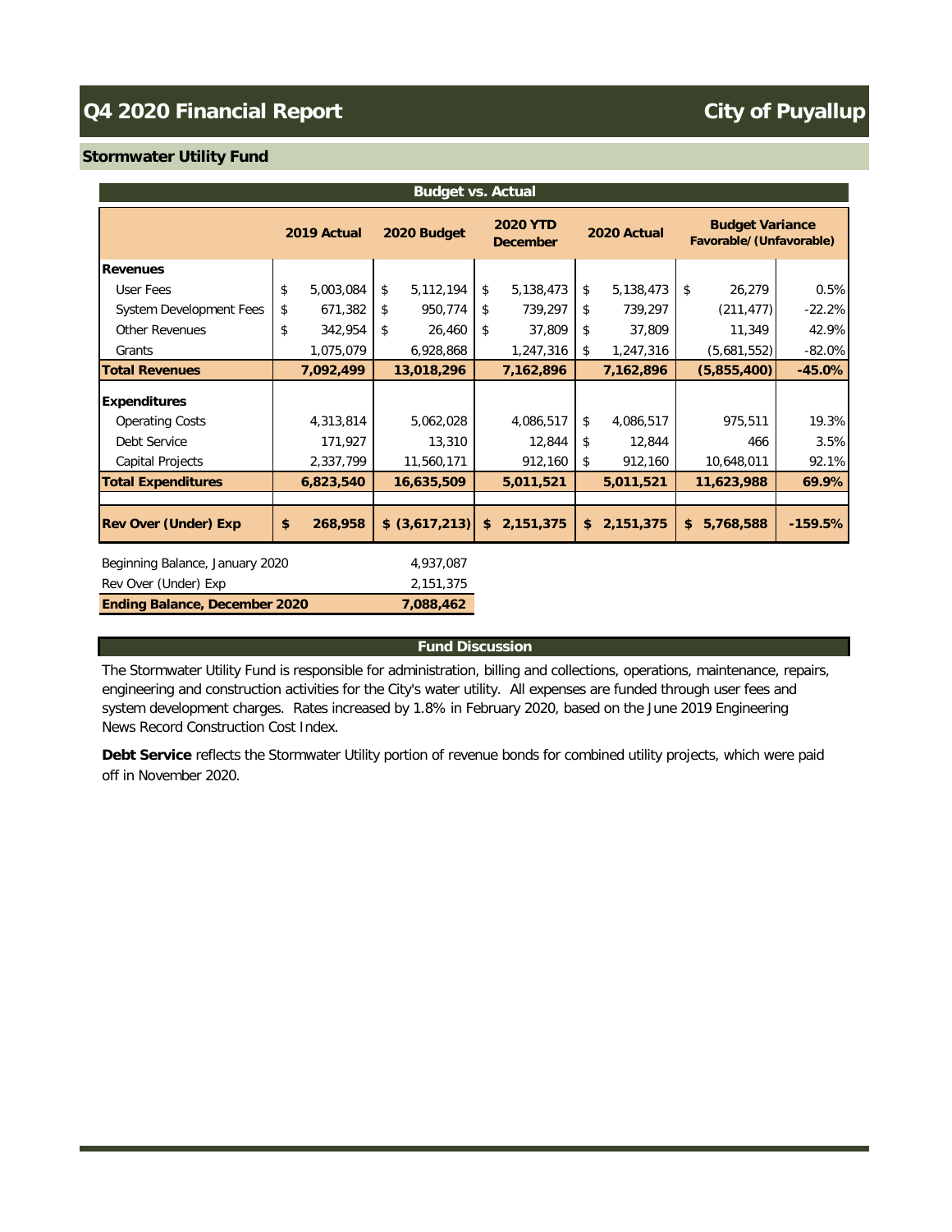# Q4 2020 Financial Report

# City of Puyallup

## Stormwater Utility Fund

### Budget vs. Actual

| | 2019 Actual | 2020 Budget | 2020 YTD December | 2020 Actual | Budget Variance Favorable/(Unfavorable) | |
|---|---|---|---|---|---|---|
| **Revenues** | | | | | | |
| User Fees | $ 5,003,084 | $ 5,112,194 | $ 5,138,473 | $ 5,138,473 | $ 26,279 | 0.5% |
| System Development Fees | $ 671,382 | $ 950,774 | $ 739,297 | $ 739,297 | (211,477) | -22.2% |
| Other Revenues | $ 342,954 | $ 26,460 | $ 37,809 | $ 37,809 | 11,349 | 42.9% |
| Grants | 1,075,079 | 6,928,868 | 1,247,316 | $ 1,247,316 | (5,681,552) | -82.0% |
| **Total Revenues** | **7,092,499** | **13,018,296** | **7,162,896** | **7,162,896** | **(5,855,400)** | **-45.0%** |
| **Expenditures** | | | | | | |
| Operating Costs | 4,313,814 | 5,062,028 | 4,086,517 | $ 4,086,517 | 975,511 | 19.3% |
| Debt Service | 171,927 | 13,310 | 12,844 | $ 12,844 | 466 | 3.5% |
| Capital Projects | 2,337,799 | 11,560,171 | 912,160 | $ 912,160 | 10,648,011 | 92.1% |
| **Total Expenditures** | **6,823,540** | **16,635,509** | **5,011,521** | **5,011,521** | **11,623,988** | **69.9%** |
| **Rev Over (Under) Exp** | **$ 268,958** | **$ (3,617,213)** | **$ 2,151,375** | **$ 2,151,375** | **$ 5,768,588** | **-159.5%** |

| | |
|---|---|
| Beginning Balance, January 2020 | 4,937,087 |
| Rev Over (Under) Exp | 2,151,375 |
| **Ending Balance, December 2020** | **7,088,462** |

### Fund Discussion

The Stormwater Utility Fund is responsible for administration, billing and collections, operations, maintenance, repairs, engineering and construction activities for the City's water utility. All expenses are funded through user fees and system development charges. Rates increased by 1.8% in February 2020, based on the June 2019 Engineering News Record Construction Cost Index.

**Debt Service** reflects the Stormwater Utility portion of revenue bonds for combined utility projects, which were paid off in November 2020.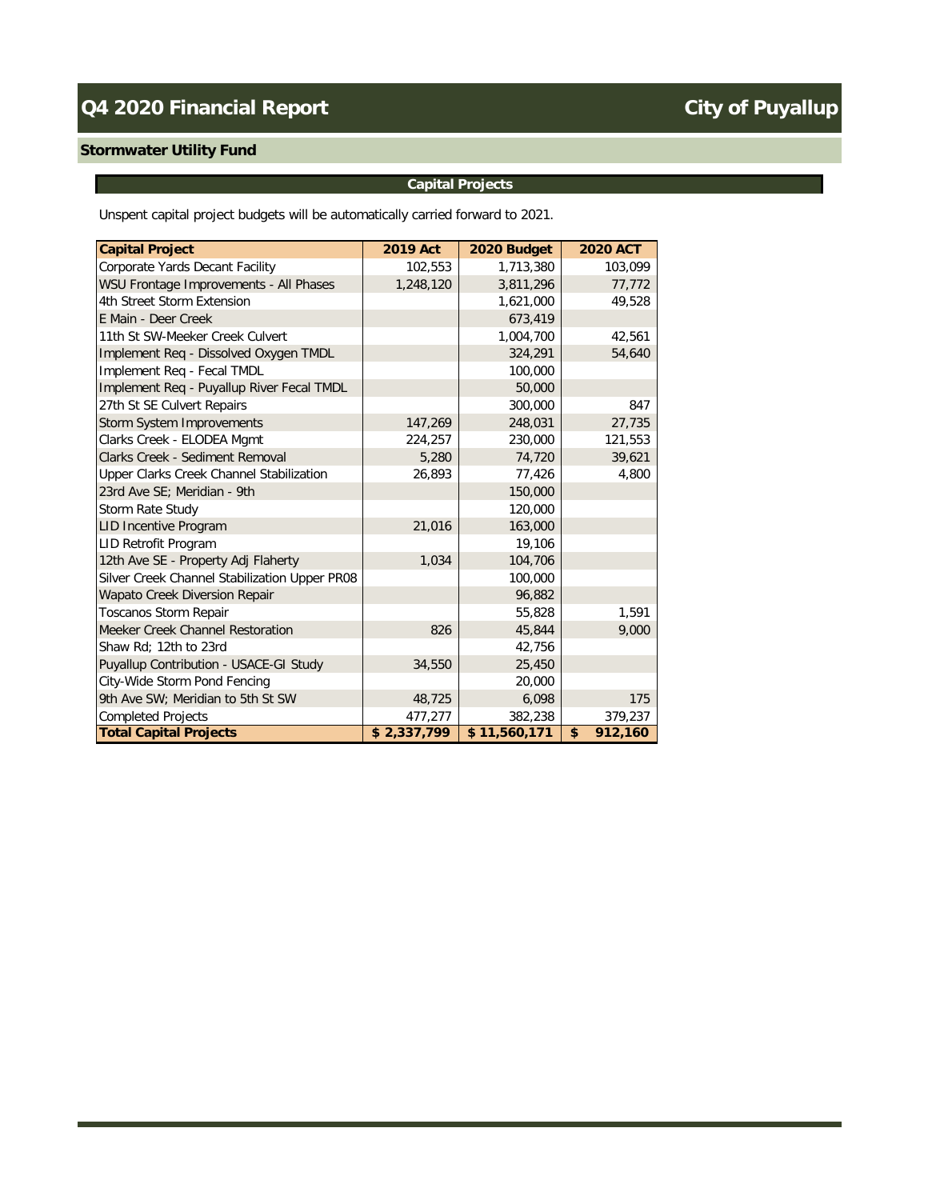## Stormwater Utility Fund

### Capital Projects

Unspent capital project budgets will be automatically carried forward to 2021.

| Capital Project | 2019 Act | 2020 Budget | 2020 ACT |
|---|---|---|---|
| Corporate Yards Decant Facility | 102,553 | 1,713,380 | 103,099 |
| WSU Frontage Improvements - All Phases | 1,248,120 | 3,811,296 | 77,772 |
| 4th Street Storm Extension | | 1,621,000 | 49,528 |
| E Main - Deer Creek | | 673,419 | |
| 11th St SW-Meeker Creek Culvert | | 1,004,700 | 42,561 |
| Implement Req - Dissolved Oxygen TMDL | | 324,291 | 54,640 |
| Implement Req - Fecal TMDL | | 100,000 | |
| Implement Req - Puyallup River Fecal TMDL | | 50,000 | |
| 27th St SE Culvert Repairs | | 300,000 | 847 |
| Storm System Improvements | 147,269 | 248,031 | 27,735 |
| Clarks Creek - ELODEA Mgmt | 224,257 | 230,000 | 121,553 |
| Clarks Creek - Sediment Removal | 5,280 | 74,720 | 39,621 |
| Upper Clarks Creek Channel Stabilization | 26,893 | 77,426 | 4,800 |
| 23rd Ave SE; Meridian - 9th | | 150,000 | |
| Storm Rate Study | | 120,000 | |
| LID Incentive Program | 21,016 | 163,000 | |
| LID Retrofit Program | | 19,106 | |
| 12th Ave SE - Property Adj Flaherty | 1,034 | 104,706 | |
| Silver Creek Channel Stabilization Upper PR08 | | 100,000 | |
| Wapato Creek Diversion Repair | | 96,882 | |
| Toscanos Storm Repair | | 55,828 | 1,591 |
| Meeker Creek Channel Restoration | 826 | 45,844 | 9,000 |
| Shaw Rd; 12th to 23rd | | 42,756 | |
| Puyallup Contribution - USACE-GI Study | 34,550 | 25,450 | |
| City-Wide Storm Pond Fencing | | 20,000 | |
| 9th Ave SW; Meridian to 5th St SW | 48,725 | 6,098 | 175 |
| Completed Projects | 477,277 | 382,238 | 379,237 |
| **Total Capital Projects** | **$ 2,337,799** | **$ 11,560,171** | **$ 912,160** |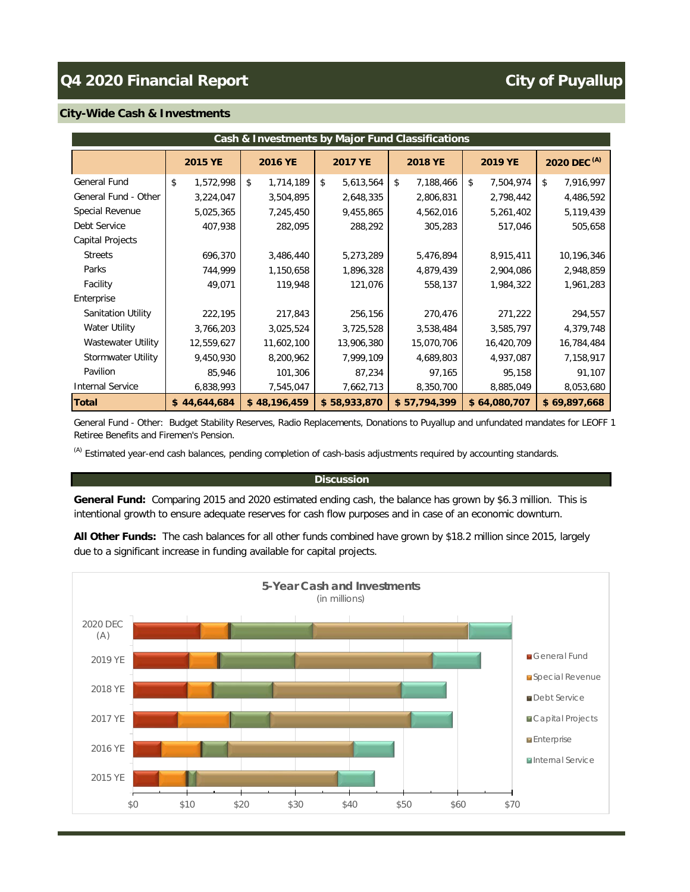# Q4 2020 Financial Report

**City of Puyallup**

## City-Wide Cash & Investments

**Cash & Investments by Major Fund Classifications**

| | 2015 YE | 2016 YE | 2017 YE | 2018 YE | 2019 YE | 2020 DEC [(A)] |
|---|---|---|---|---|---|---|
| General Fund | $ 1,572,998 | $ 1,714,189 | $ 5,613,564 | $ 7,188,466 | $ 7,504,974 | $ 7,916,997 |
| General Fund - Other | 3,224,047 | 3,504,895 | 2,648,335 | 2,806,831 | 2,798,442 | 4,486,592 |
| Special Revenue | 5,025,365 | 7,245,450 | 9,455,865 | 4,562,016 | 5,261,402 | 5,119,439 |
| Debt Service | 407,938 | 282,095 | 288,292 | 305,283 | 517,046 | 505,658 |
| Capital Projects | | | | | | |
| Streets | 696,370 | 3,486,440 | 5,273,289 | 5,476,894 | 8,915,411 | 10,196,346 |
| Parks | 744,999 | 1,150,658 | 1,896,328 | 4,879,439 | 2,904,086 | 2,948,859 |
| Facility | 49,071 | 119,948 | 121,076 | 558,137 | 1,984,322 | 1,961,283 |
| Enterprise | | | | | | |
| Sanitation Utility | 222,195 | 217,843 | 256,156 | 270,476 | 271,222 | 294,557 |
| Water Utility | 3,766,203 | 3,025,524 | 3,725,528 | 3,538,484 | 3,585,797 | 4,379,748 |
| Wastewater Utility | 12,559,627 | 11,602,100 | 13,906,380 | 15,070,706 | 16,420,709 | 16,784,484 |
| Stormwater Utility | 9,450,930 | 8,200,962 | 7,999,109 | 4,689,803 | 4,937,087 | 7,158,917 |
| Pavilion | 85,946 | 101,306 | 87,234 | 97,165 | 95,158 | 91,107 |
| Internal Service | 6,838,993 | 7,545,047 | 7,662,713 | 8,350,700 | 8,885,049 | 8,053,680 |
| **Total** | **$ 44,644,684** | **$ 48,196,459** | **$ 58,933,870** | **$ 57,794,399** | **$ 64,080,707** | **$ 69,897,668** |

General Fund - Other: Budget Stability Reserves, Radio Replacements, Donations to Puyallup and unfunded mandates for LEOFF 1 Retiree Benefits and Firemen's Pension.

[(A)] Estimated year-end cash balances, pending completion of cash-basis adjustments required by accounting standards.

**Discussion**

**General Fund:** Comparing 2015 and 2020 estimated ending cash, the balance has grown by $6.3 million. This is intentional growth to ensure adequate reserves for cash flow purposes and in case of an economic downturn.

**All Other Funds:** The cash balances for all other funds combined have grown by $18.2 million since 2015, largely due to a significant increase in funding available for capital projects.

5-Year Cash and Investments
(in millions)

2020 DEC (A)
2019 YE
2018 YE
2017 YE
2016 YE
2015 YE

$0 $10 $20 $30 $40 $50 $60 $70

General Fund
Special Revenue
Debt Service
Capital Projects
Enterprise
Internal Service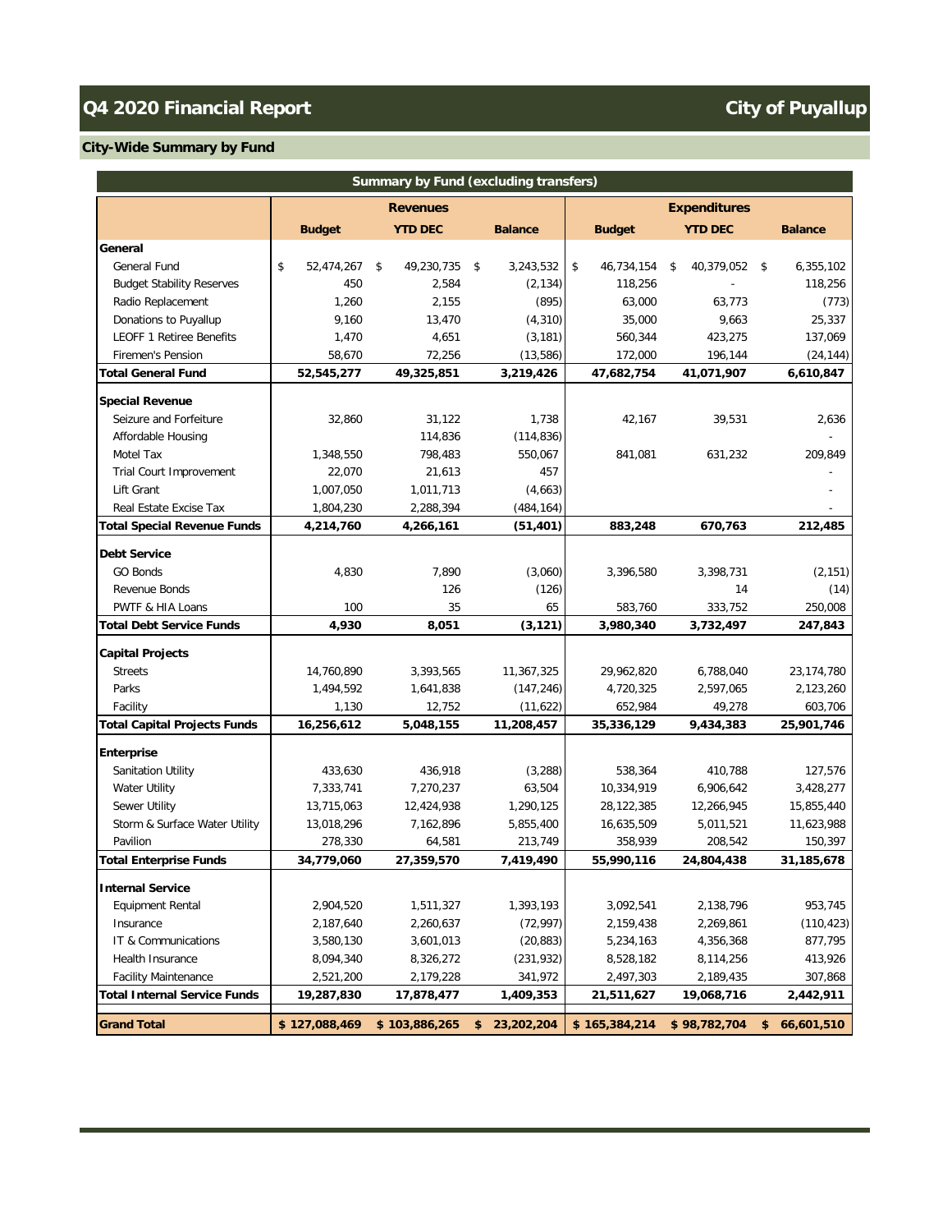# Q4 2020 Financial Report

# City of Puyallup

## City-Wide Summary by Fund

| Summary by Fund (excluding transfers) | Revenues | | | Expenditures | | |
|---|---|---|---|---|---|---|
| | **Budget** | **YTD DEC** | **Balance** | **Budget** | **YTD DEC** | **Balance** |
| **General** | | | | | | |
| General Fund | $ 52,474,267 | $ 49,230,735 | $ 3,243,532 | $ 46,734,154 | $ 40,379,052 | $ 6,355,102 |
| Budget Stability Reserves | 450 | 2,584 | (2,134) | 118,256 | - | 118,256 |
| Radio Replacement | 1,260 | 2,155 | (895) | 63,000 | 63,773 | (773) |
| Donations to Puyallup | 9,160 | 13,470 | (4,310) | 35,000 | 9,663 | 25,337 |
| LEOFF 1 Retiree Benefits | 1,470 | 4,651 | (3,181) | 560,344 | 423,275 | 137,069 |
| Firemen's Pension | 58,670 | 72,256 | (13,586) | 172,000 | 196,144 | (24,144) |
| **Total General Fund** | **52,545,277** | **49,325,851** | **3,219,426** | **47,682,754** | **41,071,907** | **6,610,847** |
| **Special Revenue** | | | | | | |
| Seizure and Forfeiture | 32,860 | 31,122 | 1,738 | 42,167 | 39,531 | 2,636 |
| Affordable Housing | | 114,836 | (114,836) | | | - |
| Motel Tax | 1,348,550 | 798,483 | 550,067 | 841,081 | 631,232 | 209,849 |
| Trial Court Improvement | 22,070 | 21,613 | 457 | | | - |
| Lift Grant | 1,007,050 | 1,011,713 | (4,663) | | | - |
| Real Estate Excise Tax | 1,804,230 | 2,288,394 | (484,164) | | | - |
| **Total Special Revenue Funds** | **4,214,760** | **4,266,161** | **(51,401)** | **883,248** | **670,763** | **212,485** |
| **Debt Service** | | | | | | |
| GO Bonds | 4,830 | 7,890 | (3,060) | 3,396,580 | 3,398,731 | (2,151) |
| Revenue Bonds | | 126 | (126) | | 14 | (14) |
| PWTF & HIA Loans | 100 | 35 | 65 | 583,760 | 333,752 | 250,008 |
| **Total Debt Service Funds** | **4,930** | **8,051** | **(3,121)** | **3,980,340** | **3,732,497** | **247,843** |
| **Capital Projects** | | | | | | |
| Streets | 14,760,890 | 3,393,565 | 11,367,325 | 29,962,820 | 6,788,040 | 23,174,780 |
| Parks | 1,494,592 | 1,641,838 | (147,246) | 4,720,325 | 2,597,065 | 2,123,260 |
| Facility | 1,130 | 12,752 | (11,622) | 652,984 | 49,278 | 603,706 |
| **Total Capital Projects Funds** | **16,256,612** | **5,048,155** | **11,208,457** | **35,336,129** | **9,434,383** | **25,901,746** |
| **Enterprise** | | | | | | |
| Sanitation Utility | 433,630 | 436,918 | (3,288) | 538,364 | 410,788 | 127,576 |
| Water Utility | 7,333,741 | 7,270,237 | 63,504 | 10,334,919 | 6,906,642 | 3,428,277 |
| Sewer Utility | 13,715,063 | 12,424,938 | 1,290,125 | 28,122,385 | 12,266,945 | 15,855,440 |
| Storm & Surface Water Utility | 13,018,296 | 7,162,896 | 5,855,400 | 16,635,509 | 5,011,521 | 11,623,988 |
| Pavilion | 278,330 | 64,581 | 213,749 | 358,939 | 208,542 | 150,397 |
| **Total Enterprise Funds** | **34,779,060** | **27,359,570** | **7,419,490** | **55,990,116** | **24,804,438** | **31,185,678** |
| **Internal Service** | | | | | | |
| Equipment Rental | 2,904,520 | 1,511,327 | 1,393,193 | 3,092,541 | 2,138,796 | 953,745 |
| Insurance | 2,187,640 | 2,260,637 | (72,997) | 2,159,438 | 2,269,861 | (110,423) |
| IT & Communications | 3,580,130 | 3,601,013 | (20,883) | 5,234,163 | 4,356,368 | 877,795 |
| Health Insurance | 8,094,340 | 8,326,272 | (231,932) | 8,528,182 | 8,114,256 | 413,926 |
| Facility Maintenance | 2,521,200 | 2,179,228 | 341,972 | 2,497,303 | 2,189,435 | 307,868 |
| **Total Internal Service Funds** | **19,287,830** | **17,878,477** | **1,409,353** | **21,511,627** | **19,068,716** | **2,442,911** |
| **Grand Total** | **$ 127,088,469** | **$ 103,886,265** | **$ 23,202,204** | **$ 165,384,214** | **$ 98,782,704** | **$ 66,601,510** |